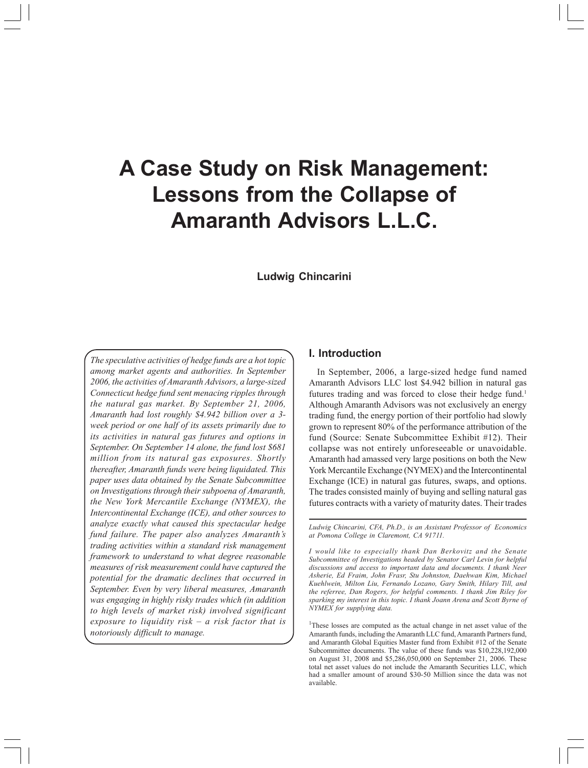# A Case Study on Risk Management: Lessons from the Collapse of Amaranth Advisors L.L.C.

**Ludwig Chincarini**

*The speculative activities of hedge funds are a hot topic among market agents and authorities. In September 2006, the activities of Amaranth Advisors, a large-sized Connecticut hedge fund sent menacing ripples through the natural gas market. By September 21, 2006, Amaranth had lost roughly $4.942 billion over a 3-week period or one half of its assets primarily due to its activities in natural gas futures and options in September. On September 14 alone, the fund lost $681 million from its natural gas exposures. Shortly thereafter, Amaranth funds were being liquidated. This paper uses data obtained by the Senate Subcommittee on Investigations through their subpoena of Amaranth, the New York Mercantile Exchange (NYMEX), the Intercontinental Exchange (ICE), and other sources to analyze exactly what caused this spectacular hedge fund failure. The paper also analyzes Amaranth's trading activities within a standard risk management framework to understand to what degree reasonable measures of risk measurement could have captured the potential for the dramatic declines that occurred in September. Even by very liberal measures, Amaranth was engaging in highly risky trades which (in addition to high levels of market risk) involved significant exposure to liquidity risk – a risk factor that is notoriously difficult to manage.*

## I. Introduction

In September, 2006, a large-sized hedge fund named Amaranth Advisors LLC lost $4.942 billion in natural gas futures trading and was forced to close their hedge fund.[1] Although Amaranth Advisors was not exclusively an energy trading fund, the energy portion of their portfolio had slowly grown to represent 80% of the performance attribution of the fund (Source: Senate Subcommittee Exhibit #12). Their collapse was not entirely unforeseeable or unavoidable. Amaranth had amassed very large positions on both the New York Mercantile Exchange (NYMEX) and the Intercontinental Exchange (ICE) in natural gas futures, swaps, and options. The trades consisted mainly of buying and selling natural gas futures contracts with a variety of maturity dates. Their trades

---

*Ludwig Chincarini, CFA, Ph.D., is an Assistant Professor of Economics at Pomona College in Claremont, CA 91711.*

*I would like to especially thank Dan Berkovitz and the Senate Subcommittee of Investigations headed by Senator Carl Levin for helpful discussions and access to important data and documents. I thank Neer Asherie, Ed Fraim, John Frasr, Stu Johnston, Daehwan Kim, Michael Kuehlwein, Milton Liu, Fernando Lozano, Gary Smith, Hilary Till, and the referree, Dan Rogers, for helpful comments. I thank Jim Riley for sparking my interest in this topic. I thank Joann Arena and Scott Byrne of NYMEX for supplying data.*

[1] These losses are computed as the actual change in net asset value of the Amaranth funds, including the Amaranth LLC fund, Amaranth Partners fund, and Amaranth Global Equities Master fund from Exhibit #12 of the Senate Subcommittee documents. The value of these funds was $10,228,192,000 on August 31, 2008 and $5,286,050,000 on September 21, 2006. These total net asset values do not include the Amaranth Securities LLC, which had a smaller amount of around $30-50 Million since the data was not available.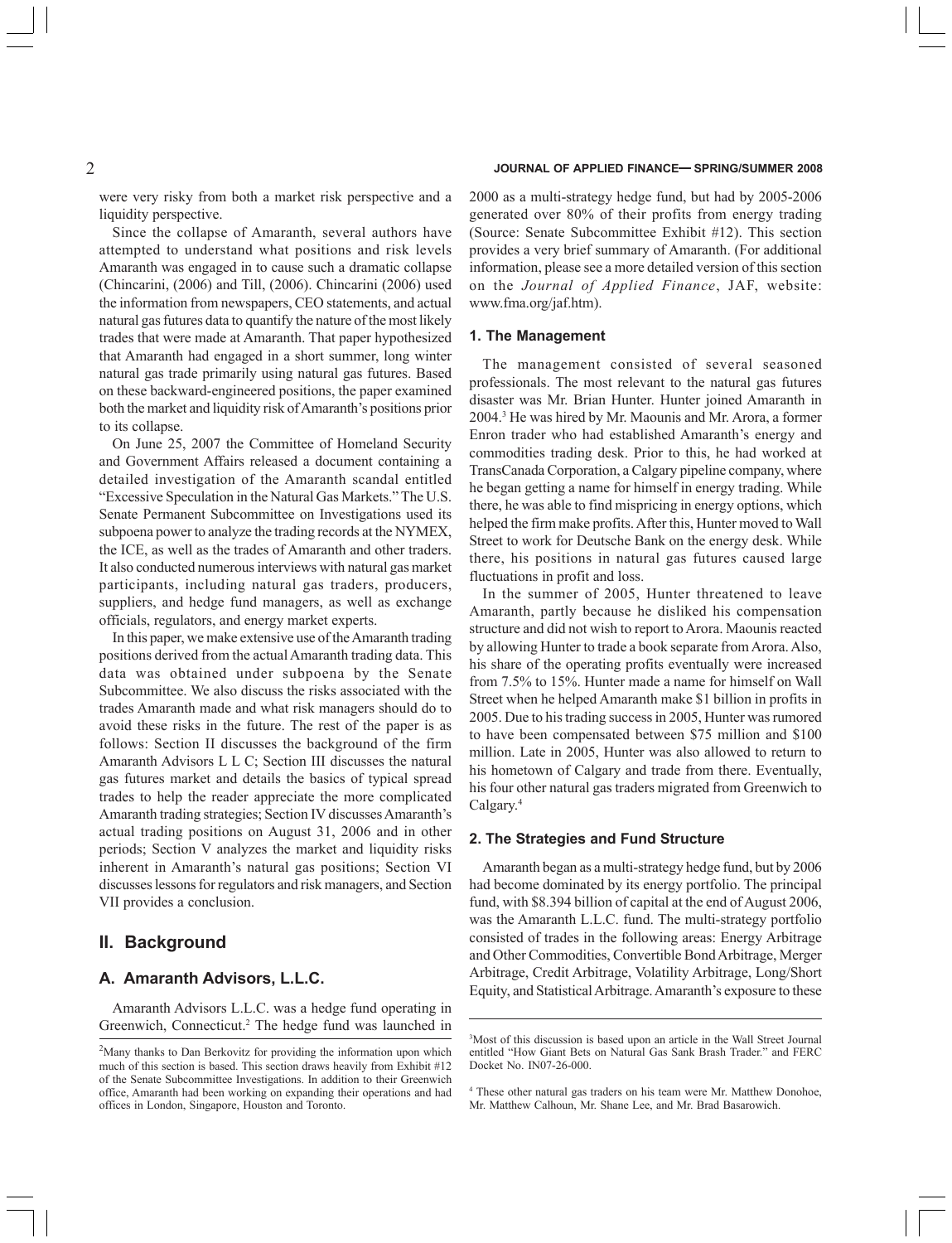were very risky from both a market risk perspective and a liquidity perspective.

Since the collapse of Amaranth, several authors have attempted to understand what positions and risk levels Amaranth was engaged in to cause such a dramatic collapse (Chincarini, (2006) and Till, (2006). Chincarini (2006) used the information from newspapers, CEO statements, and actual natural gas futures data to quantify the nature of the most likely trades that were made at Amaranth. That paper hypothesized that Amaranth had engaged in a short summer, long winter natural gas trade primarily using natural gas futures. Based on these backward-engineered positions, the paper examined both the market and liquidity risk of Amaranth's positions prior to its collapse.

On June 25, 2007 the Committee of Homeland Security and Government Affairs released a document containing a detailed investigation of the Amaranth scandal entitled "Excessive Speculation in the Natural Gas Markets." The U.S. Senate Permanent Subcommittee on Investigations used its subpoena power to analyze the trading records at the NYMEX, the ICE, as well as the trades of Amaranth and other traders. It also conducted numerous interviews with natural gas market participants, including natural gas traders, producers, suppliers, and hedge fund managers, as well as exchange officials, regulators, and energy market experts.

In this paper, we make extensive use of the Amaranth trading positions derived from the actual Amaranth trading data. This data was obtained under subpoena by the Senate Subcommittee. We also discuss the risks associated with the trades Amaranth made and what risk managers should do to avoid these risks in the future. The rest of the paper is as follows: Section II discusses the background of the firm Amaranth Advisors L L C; Section III discusses the natural gas futures market and details the basics of typical spread trades to help the reader appreciate the more complicated Amaranth trading strategies; Section IV discusses Amaranth's actual trading positions on August 31, 2006 and in other periods; Section V analyzes the market and liquidity risks inherent in Amaranth's natural gas positions; Section VI discusses lessons for regulators and risk managers, and Section VII provides a conclusion.

## II. Background

### A. Amaranth Advisors, L.L.C.

Amaranth Advisors L.L.C. was a hedge fund operating in Greenwich, Connecticut.[2] The hedge fund was launched in 2000 as a multi-strategy hedge fund, but had by 2005-2006 generated over 80% of their profits from energy trading (Source: Senate Subcommittee Exhibit #12). This section provides a very brief summary of Amaranth. (For additional information, please see a more detailed version of this section on the *Journal of Applied Finance*, JAF, website: www.fma.org/jaf.htm).

#### 1. The Management

The management consisted of several seasoned professionals. The most relevant to the natural gas futures disaster was Mr. Brian Hunter. Hunter joined Amaranth in 2004.[3] He was hired by Mr. Maounis and Mr. Arora, a former Enron trader who had established Amaranth's energy and commodities trading desk. Prior to this, he had worked at TransCanada Corporation, a Calgary pipeline company, where he began getting a name for himself in energy trading. While there, he was able to find mispricing in energy options, which helped the firm make profits. After this, Hunter moved to Wall Street to work for Deutsche Bank on the energy desk. While there, his positions in natural gas futures caused large fluctuations in profit and loss.

In the summer of 2005, Hunter threatened to leave Amaranth, partly because he disliked his compensation structure and did not wish to report to Arora. Maounis reacted by allowing Hunter to trade a book separate from Arora. Also, his share of the operating profits eventually were increased from 7.5% to 15%. Hunter made a name for himself on Wall Street when he helped Amaranth make $1 billion in profits in 2005. Due to his trading success in 2005, Hunter was rumored to have been compensated between $75 million and $100 million. Late in 2005, Hunter was also allowed to return to his hometown of Calgary and trade from there. Eventually, his four other natural gas traders migrated from Greenwich to Calgary.[4]

#### 2. The Strategies and Fund Structure

Amaranth began as a multi-strategy hedge fund, but by 2006 had become dominated by its energy portfolio. The principal fund, with $8.394 billion of capital at the end of August 2006, was the Amaranth L.L.C. fund. The multi-strategy portfolio consisted of trades in the following areas: Energy Arbitrage and Other Commodities, Convertible Bond Arbitrage, Merger Arbitrage, Credit Arbitrage, Volatility Arbitrage, Long/Short Equity, and Statistical Arbitrage. Amaranth's exposure to these

---

[2] Many thanks to Dan Berkovitz for providing the information upon which much of this section is based. This section draws heavily from Exhibit #12 of the Senate Subcommittee Investigations. In addition to their Greenwich office, Amaranth had been working on expanding their operations and had offices in London, Singapore, Houston and Toronto.

[3] Most of this discussion is based upon an article in the Wall Street Journal entitled "How Giant Bets on Natural Gas Sank Brash Trader." and FERC Docket No. IN07-26-000.

[4] These other natural gas traders on his team were Mr. Matthew Donohoe, Mr. Matthew Calhoun, Mr. Shane Lee, and Mr. Brad Basarowich.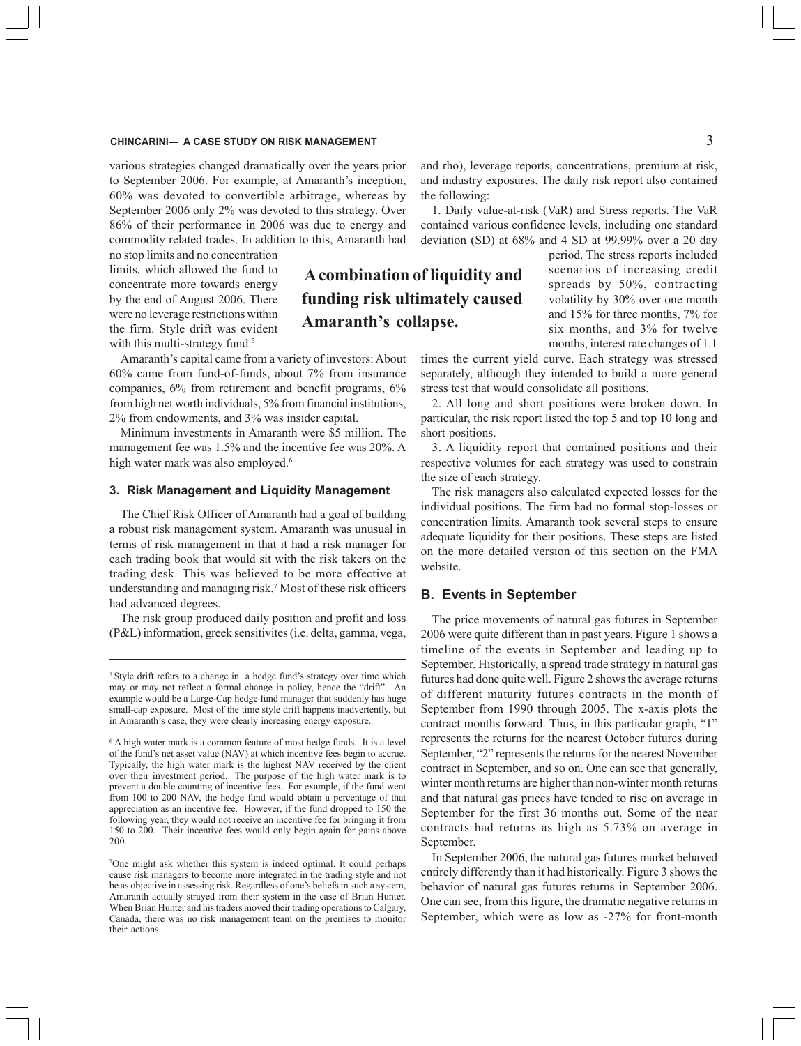various strategies changed dramatically over the years prior to September 2006. For example, at Amaranth's inception, 60% was devoted to convertible arbitrage, whereas by September 2006 only 2% was devoted to this strategy. Over 86% of their performance in 2006 was due to energy and commodity related trades. In addition to this, Amaranth had no stop limits and no concentration limits, which allowed the fund to concentrate more towards energy by the end of August 2006. There were no leverage restrictions within the firm. Style drift was evident with this multi-strategy fund.[5]

**A combination of liquidity and funding risk ultimately caused Amaranth's collapse.**

Amaranth's capital came from a variety of investors: About 60% came from fund-of-funds, about 7% from insurance companies, 6% from retirement and benefit programs, 6% from high net worth individuals, 5% from financial institutions, 2% from endowments, and 3% was insider capital.

Minimum investments in Amaranth were $5 million. The management fee was 1.5% and the incentive fee was 20%. A high water mark was also employed.[6]

### 3. Risk Management and Liquidity Management

The Chief Risk Officer of Amaranth had a goal of building a robust risk management system. Amaranth was unusual in terms of risk management in that it had a risk manager for each trading book that would sit with the risk takers on the trading desk. This was believed to be more effective at understanding and managing risk.[7] Most of these risk officers had advanced degrees.

The risk group produced daily position and profit and loss (P&L) information, greek sensitivites (i.e. delta, gamma, vega, and rho), leverage reports, concentrations, premium at risk, and industry exposures. The daily risk report also contained the following:

1. Daily value-at-risk (VaR) and Stress reports. The VaR contained various confidence levels, including one standard deviation (SD) at 68% and 4 SD at 99.99% over a 20 day period. The stress reports included scenarios of increasing credit spreads by 50%, contracting volatility by 30% over one month and 15% for three months, 7% for six months, and 3% for twelve months, interest rate changes of 1.1 times the current yield curve. Each strategy was stressed separately, although they intended to build a more general stress test that would consolidate all positions.

2. All long and short positions were broken down. In particular, the risk report listed the top 5 and top 10 long and short positions.

3. A liquidity report that contained positions and their respective volumes for each strategy was used to constrain the size of each strategy.

The risk managers also calculated expected losses for the individual positions. The firm had no formal stop-losses or concentration limits. Amaranth took several steps to ensure adequate liquidity for their positions. These steps are listed on the more detailed version of this section on the FMA website.

## B. Events in September

The price movements of natural gas futures in September 2006 were quite different than in past years. Figure 1 shows a timeline of the events in September and leading up to September. Historically, a spread trade strategy in natural gas futures had done quite well. Figure 2 shows the average returns of different maturity futures contracts in the month of September from 1990 through 2005. The x-axis plots the contract months forward. Thus, in this particular graph, "1" represents the returns for the nearest October futures during September, "2" represents the returns for the nearest November contract in September, and so on. One can see that generally, winter month returns are higher than non-winter month returns and that natural gas prices have tended to rise on average in September for the first 36 months out. Some of the near contracts had returns as high as 5.73% on average in September.

In September 2006, the natural gas futures market behaved entirely differently than it had historically. Figure 3 shows the behavior of natural gas futures returns in September 2006. One can see, from this figure, the dramatic negative returns in September, which were as low as -27% for front-month

---

[5] Style drift refers to a change in a hedge fund's strategy over time which may or may not reflect a formal change in policy, hence the "drift". An example would be a Large-Cap hedge fund manager that suddenly has huge small-cap exposure. Most of the time style drift happens inadvertently, but in Amaranth's case, they were clearly increasing energy exposure.

[6] A high water mark is a common feature of most hedge funds. It is a level of the fund's net asset value (NAV) at which incentive fees begin to accrue. Typically, the high water mark is the highest NAV received by the client over their investment period. The purpose of the high water mark is to prevent a double counting of incentive fees. For example, if the fund went from 100 to 200 NAV, the hedge fund would obtain a percentage of that appreciation as an incentive fee. However, if the fund dropped to 150 the following year, they would not receive an incentive fee for bringing it from 150 to 200. Their incentive fees would only begin again for gains above 200.

[7] One might ask whether this system is indeed optimal. It could perhaps cause risk managers to become more integrated in the trading style and not be as objective in assessing risk. Regardless of one's beliefs in such a system, Amaranth actually strayed from their system in the case of Brian Hunter. When Brian Hunter and his traders moved their trading operations to Calgary, Canada, there was no risk management team on the premises to monitor their actions.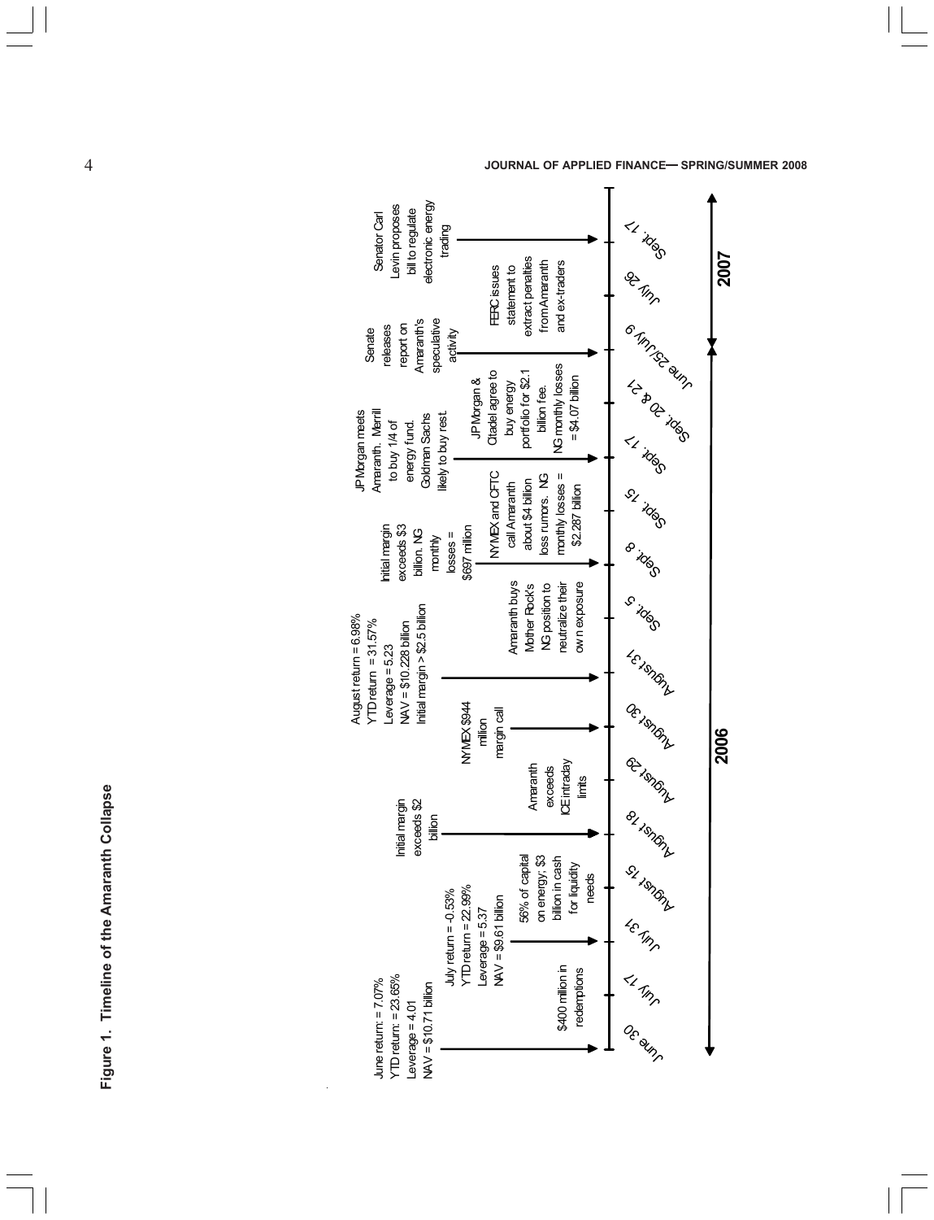**Figure 1. Timeline of the Amaranth Collapse**

**2006**

- **June 30**
  - June return = 7.07%
  - YTD return = 23.65%
  - Leverage = 4.01
  - NAV = $10.71 billion
  - $400 million in redemptions
- **July 17**
- **July 31**
  - July return = -0.53%
  - YTD return = 22.99%
  - Leverage = 5.37
  - NAV = $9.61 billion
  - 56% of capital on energy; $3 billion in cash for liquidity needs
- **August 15**
- **August 18**
  - Initial margin exceeds $2 billion
- **August 29**
  - Amaranth exceeds ICE intraday limits
- **August 30**
  - NYMEX $944 million margin call
- **August 31**
  - August return = 6.98%
  - YTD return = 31.57%
  - Leverage = 5.23
  - NAV = $10.228 billion
  - Initial margin > $2.5 billion
  - Amaranth buys Mother Rock's NG position to neutralize their own exposure
- **Sept. 5**
- **Sept. 8**
  - Initial margin exceeds $3 billion. NG monthly losses = $697 million
  - NYMEX and CFTC call Amaranth about $4 billion loss rumors. NG monthly losses = $2.287 billion
- **Sept. 15**
- **Sept. 17**
  - JP Morgan meets Amaranth. Merrill to buy 1/4 of energy fund. Goldman Sachs likely to buy rest.
  - JP Morgan & Citadel agree to buy energy portfolio for $2.1 billion fee. NG monthly losses = $4.07 billion
- **Sept. 20 & 21**

**2007**

- **June 25/July 9**
  - Senate releases report on Amaranth's speculative activity
- **July 26**
  - FERC issues statement to extract penalties from Amaranth and ex-traders
- **Sept. 17**
  - Senator Carl Levin proposes bill to regulate electronic energy trading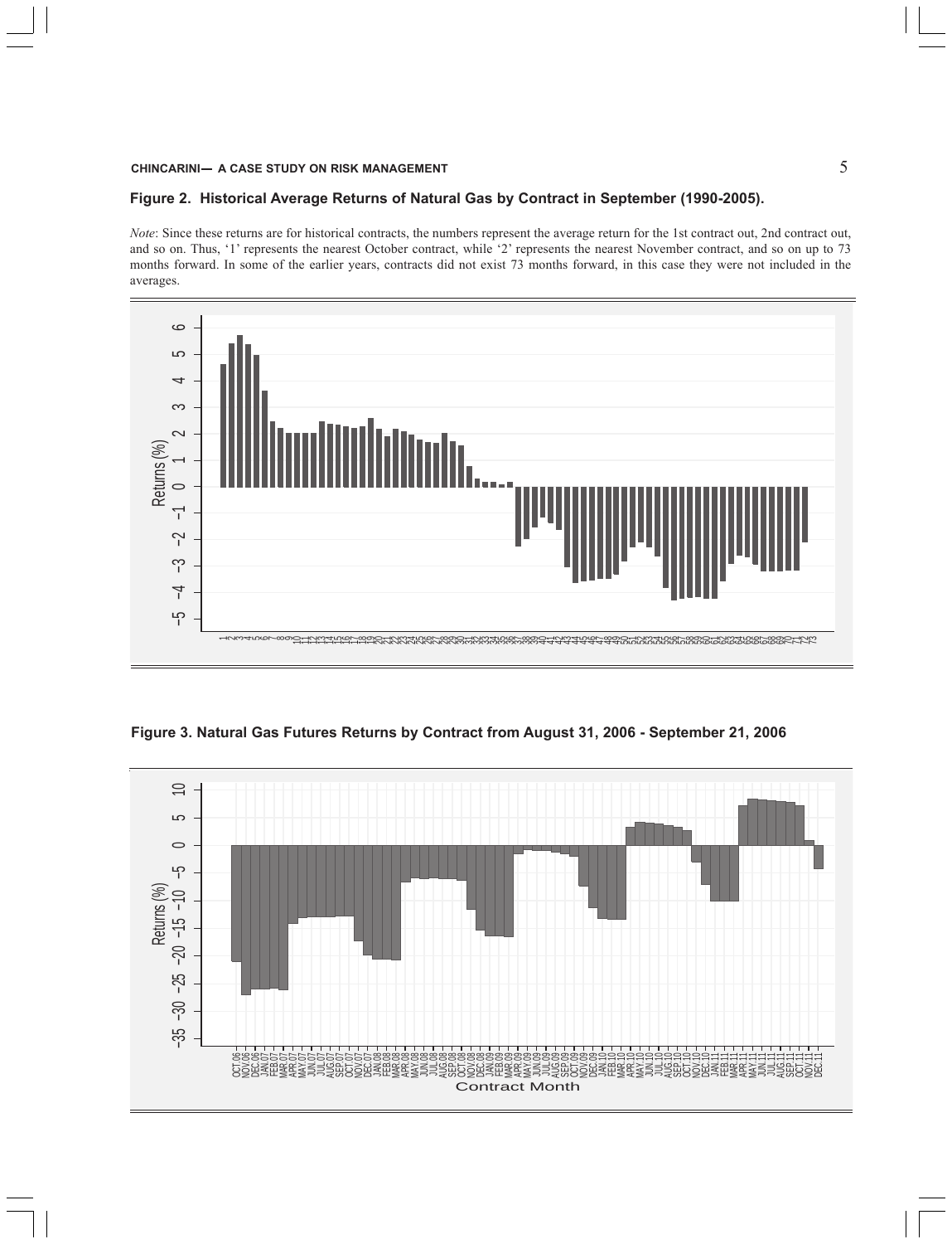**Figure 2. Historical Average Returns of Natural Gas by Contract in September (1990-2005).**

*Note*: Since these returns are for historical contracts, the numbers represent the average return for the 1st contract out, 2nd contract out, and so on. Thus, '1' represents the nearest October contract, while '2' represents the nearest November contract, and so on up to 73 months forward. In some of the earlier years, contracts did not exist 73 months forward, in this case they were not included in the averages.

**Figure 3. Natural Gas Futures Returns by Contract from August 31, 2006 - September 21, 2006**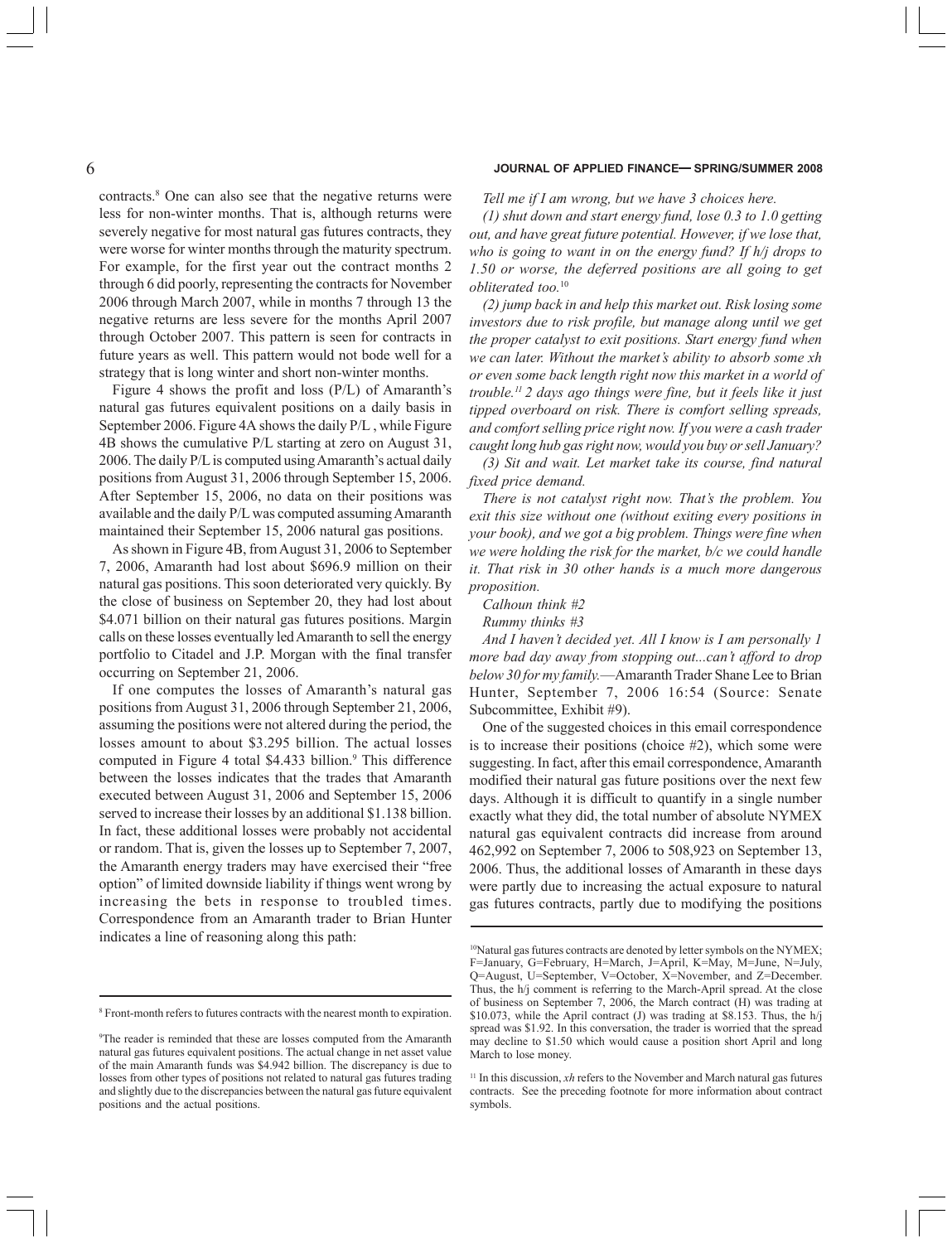contracts.[8] One can also see that the negative returns were less for non-winter months. That is, although returns were severely negative for most natural gas futures contracts, they were worse for winter months through the maturity spectrum. For example, for the first year out the contract months 2 through 6 did poorly, representing the contracts for November 2006 through March 2007, while in months 7 through 13 the negative returns are less severe for the months April 2007 through October 2007. This pattern is seen for contracts in future years as well. This pattern would not bode well for a strategy that is long winter and short non-winter months.

Figure 4 shows the profit and loss (P/L) of Amaranth's natural gas futures equivalent positions on a daily basis in September 2006. Figure 4A shows the daily P/L , while Figure 4B shows the cumulative P/L starting at zero on August 31, 2006. The daily P/L is computed using Amaranth's actual daily positions from August 31, 2006 through September 15, 2006. After September 15, 2006, no data on their positions was available and the daily P/L was computed assuming Amaranth maintained their September 15, 2006 natural gas positions.

As shown in Figure 4B, from August 31, 2006 to September 7, 2006, Amaranth had lost about \$696.9 million on their natural gas positions. This soon deteriorated very quickly. By the close of business on September 20, they had lost about \$4.071 billion on their natural gas futures positions. Margin calls on these losses eventually led Amaranth to sell the energy portfolio to Citadel and J.P. Morgan with the final transfer occurring on September 21, 2006.

If one computes the losses of Amaranth's natural gas positions from August 31, 2006 through September 21, 2006, assuming the positions were not altered during the period, the losses amount to about \$3.295 billion. The actual losses computed in Figure 4 total \$4.433 billion.[9] This difference between the losses indicates that the trades that Amaranth executed between August 31, 2006 and September 15, 2006 served to increase their losses by an additional \$1.138 billion. In fact, these additional losses were probably not accidental or random. That is, given the losses up to September 7, 2007, the Amaranth energy traders may have exercised their "free option" of limited downside liability if things went wrong by increasing the bets in response to troubled times. Correspondence from an Amaranth trader to Brian Hunter indicates a line of reasoning along this path:

*Tell me if I am wrong, but we have 3 choices here.*

*(1) shut down and start energy fund, lose 0.3 to 1.0 getting out, and have great future potential. However, if we lose that, who is going to want in on the energy fund? If h/j drops to 1.50 or worse, the deferred positions are all going to get obliterated too.*[10]

*(2) jump back in and help this market out. Risk losing some investors due to risk profile, but manage along until we get the proper catalyst to exit positions. Start energy fund when we can later. Without the market's ability to absorb some xh or even some back length right now this market in a world of trouble.*[11] *2 days ago things were fine, but it feels like it just tipped overboard on risk. There is comfort selling spreads, and comfort selling price right now. If you were a cash trader caught long hub gas right now, would you buy or sell January?*

*(3) Sit and wait. Let market take its course, find natural fixed price demand.*

*There is not catalyst right now. That's the problem. You exit this size without one (without exiting every positions in your book), and we got a big problem. Things were fine when we were holding the risk for the market, b/c we could handle it. That risk in 30 other hands is a much more dangerous proposition.*

*Calhoun think #2*

*Rummy thinks #3*

*And I haven't decided yet. All I know is I am personally 1 more bad day away from stopping out...can't afford to drop below 30 for my family.*—Amaranth Trader Shane Lee to Brian Hunter, September 7, 2006 16:54 (Source: Senate Subcommittee, Exhibit #9).

One of the suggested choices in this email correspondence is to increase their positions (choice #2), which some were suggesting. In fact, after this email correspondence, Amaranth modified their natural gas future positions over the next few days. Although it is difficult to quantify in a single number exactly what they did, the total number of absolute NYMEX natural gas equivalent contracts did increase from around 462,992 on September 7, 2006 to 508,923 on September 13, 2006. Thus, the additional losses of Amaranth in these days were partly due to increasing the actual exposure to natural gas futures contracts, partly due to modifying the positions

---

[8] Front-month refers to futures contracts with the nearest month to expiration.

[9] The reader is reminded that these are losses computed from the Amaranth natural gas futures equivalent positions. The actual change in net asset value of the main Amaranth funds was \$4.942 billion. The discrepancy is due to losses from other types of positions not related to natural gas futures trading and slightly due to the discrepancies between the natural gas future equivalent positions and the actual positions.

[10] Natural gas futures contracts are denoted by letter symbols on the NYMEX; F=January, G=February, H=March, J=April, K=May, M=June, N=July, Q=August, U=September, V=October, X=November, and Z=December. Thus, the h/j comment is referring to the March-April spread. At the close of business on September 7, 2006, the March contract (H) was trading at \$10.073, while the April contract (J) was trading at \$8.153. Thus, the h/j spread was \$1.92. In this conversation, the trader is worried that the spread may decline to \$1.50 which would cause a position short April and long March to lose money.

[11] In this discussion, *xh* refers to the November and March natural gas futures contracts. See the preceding footnote for more information about contract symbols.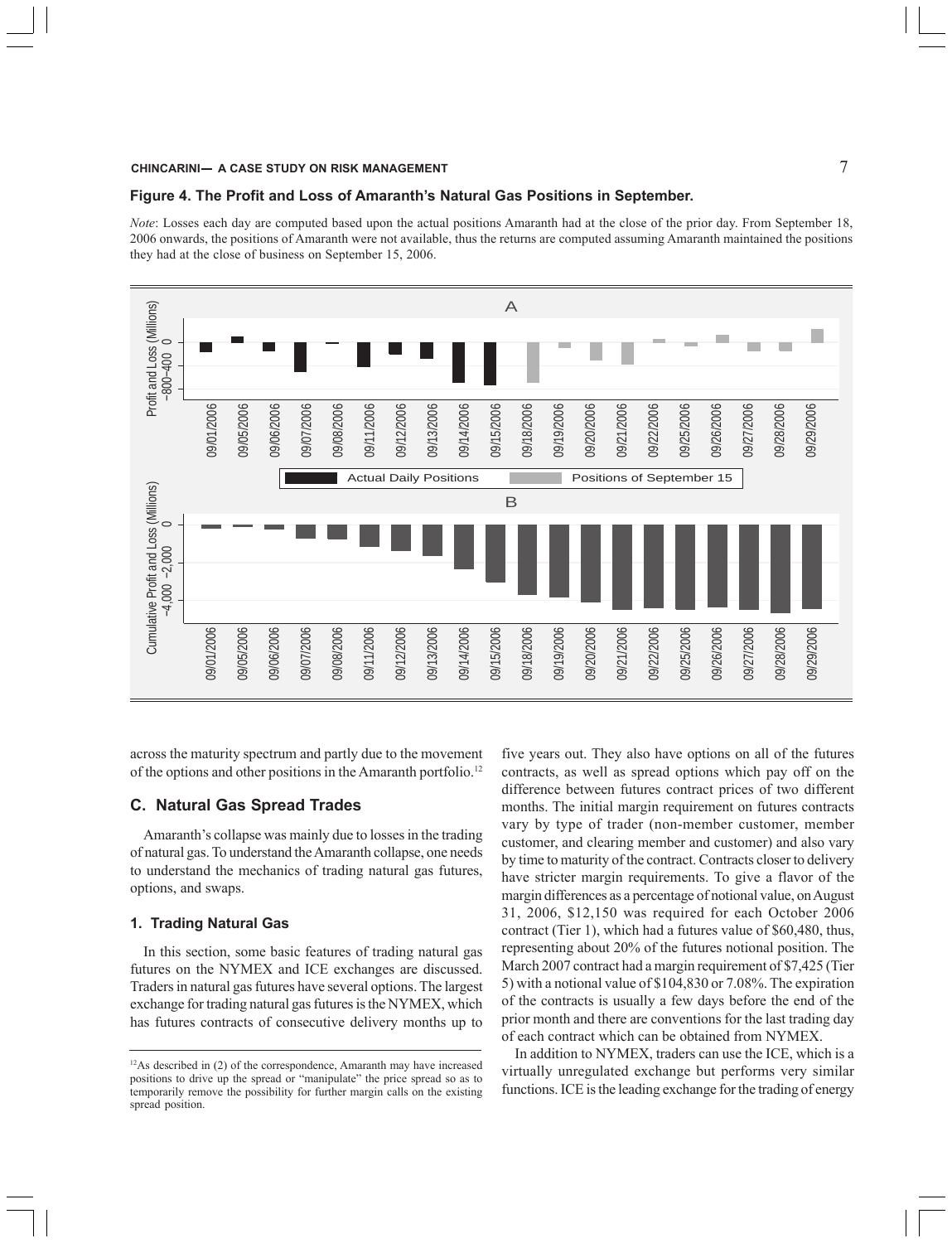**Figure 4. The Profit and Loss of Amaranth's Natural Gas Positions in September.**

*Note*: Losses each day are computed based upon the actual positions Amaranth had at the close of the prior day. From September 18, 2006 onwards, the positions of Amaranth were not available, thus the returns are computed assuming Amaranth maintained the positions they had at the close of business on September 15, 2006.

across the maturity spectrum and partly due to the movement of the options and other positions in the Amaranth portfolio.[12]

## C. Natural Gas Spread Trades

Amaranth's collapse was mainly due to losses in the trading of natural gas. To understand the Amaranth collapse, one needs to understand the mechanics of trading natural gas futures, options, and swaps.

### 1. Trading Natural Gas

In this section, some basic features of trading natural gas futures on the NYMEX and ICE exchanges are discussed. Traders in natural gas futures have several options. The largest exchange for trading natural gas futures is the NYMEX, which has futures contracts of consecutive delivery months up to five years out. They also have options on all of the futures contracts, as well as spread options which pay off on the difference between futures contract prices of two different months. The initial margin requirement on futures contracts vary by type of trader (non-member customer, member customer, and clearing member and customer) and also vary by time to maturity of the contract. Contracts closer to delivery have stricter margin requirements. To give a flavor of the margin differences as a percentage of notional value, on August 31, 2006, \$12,150 was required for each October 2006 contract (Tier 1), which had a futures value of \$60,480, thus, representing about 20% of the futures notional position. The March 2007 contract had a margin requirement of \$7,425 (Tier 5) with a notional value of \$104,830 or 7.08%. The expiration of the contracts is usually a few days before the end of the prior month and there are conventions for the last trading day of each contract which can be obtained from NYMEX.

In addition to NYMEX, traders can use the ICE, which is a virtually unregulated exchange but performs very similar functions. ICE is the leading exchange for the trading of energy

---

[12] As described in (2) of the correspondence, Amaranth may have increased positions to drive up the spread or "manipulate" the price spread so as to temporarily remove the possibility for further margin calls on the existing spread position.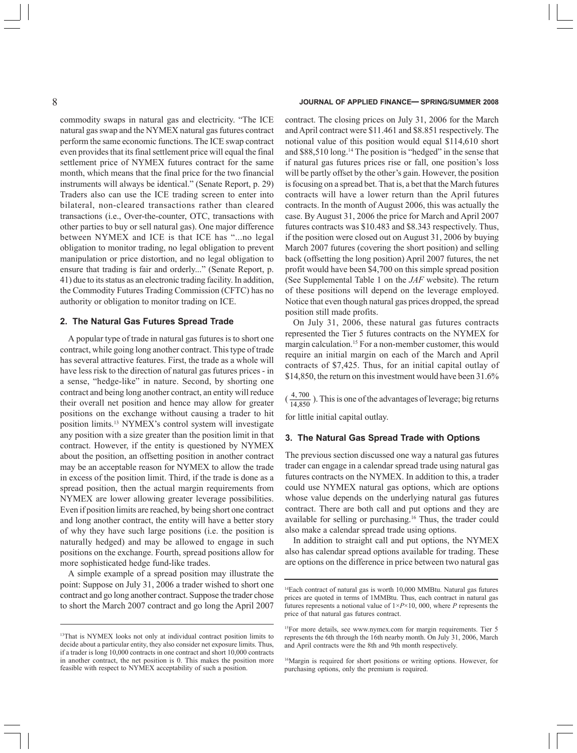commodity swaps in natural gas and electricity. "The ICE natural gas swap and the NYMEX natural gas futures contract perform the same economic functions. The ICE swap contract even provides that its final settlement price will equal the final settlement price of NYMEX futures contract for the same month, which means that the final price for the two financial instruments will always be identical." (Senate Report, p. 29) Traders also can use the ICE trading screen to enter into bilateral, non-cleared transactions rather than cleared transactions (i.e., Over-the-counter, OTC, transactions with other parties to buy or sell natural gas). One major difference between NYMEX and ICE is that ICE has "...no legal obligation to monitor trading, no legal obligation to prevent manipulation or price distortion, and no legal obligation to ensure that trading is fair and orderly..." (Senate Report, p. 41) due to its status as an electronic trading facility. In addition, the Commodity Futures Trading Commission (CFTC) has no authority or obligation to monitor trading on ICE.

## 2. The Natural Gas Futures Spread Trade

A popular type of trade in natural gas futures is to short one contract, while going long another contract. This type of trade has several attractive features. First, the trade as a whole will have less risk to the direction of natural gas futures prices - in a sense, "hedge-like" in nature. Second, by shorting one contract and being long another contract, an entity will reduce their overall net position and hence may allow for greater positions on the exchange without causing a trader to hit position limits.[13] NYMEX's control system will investigate any position with a size greater than the position limit in that contract. However, if the entity is questioned by NYMEX about the position, an offsetting position in another contract may be an acceptable reason for NYMEX to allow the trade in excess of the position limit. Third, if the trade is done as a spread position, then the actual margin requirements from NYMEX are lower allowing greater leverage possibilities. Even if position limits are reached, by being short one contract and long another contract, the entity will have a better story of why they have such large positions (i.e. the position is naturally hedged) and may be allowed to engage in such positions on the exchange. Fourth, spread positions allow for more sophisticated hedge fund-like trades.

A simple example of a spread position may illustrate the point: Suppose on July 31, 2006 a trader wished to short one contract and go long another contract. Suppose the trader chose to short the March 2007 contract and go long the April 2007 contract. The closing prices on July 31, 2006 for the March and April contract were \$11.461 and \$8.851 respectively. The notional value of this position would equal \$114,610 short and \$88,510 long.[14] The position is "hedged" in the sense that if natural gas futures prices rise or fall, one position's loss will be partly offset by the other's gain. However, the position is focusing on a spread bet. That is, a bet that the March futures contracts will have a lower return than the April futures contracts. In the month of August 2006, this was actually the case. By August 31, 2006 the price for March and April 2007 futures contracts was \$10.483 and \$8.343 respectively. Thus, if the position were closed out on August 31, 2006 by buying March 2007 futures (covering the short position) and selling back (offsetting the long position) April 2007 futures, the net profit would have been \$4,700 on this simple spread position (See Supplemental Table 1 on the *JAF* website). The return of these positions will depend on the leverage employed. Notice that even though natural gas prices dropped, the spread position still made profits.

On July 31, 2006, these natural gas futures contracts represented the Tier 5 futures contracts on the NYMEX for margin calculation.[15] For a non-member customer, this would require an initial margin on each of the March and April contracts of \$7,425. Thus, for an initial capital outlay of \$14,850, the return on this investment would have been 31.6% ($\frac{4,700}{14,850}$). This is one of the advantages of leverage; big returns for little initial capital outlay.

## 3. The Natural Gas Spread Trade with Options

The previous section discussed one way a natural gas futures trader can engage in a calendar spread trade using natural gas futures contracts on the NYMEX. In addition to this, a trader could use NYMEX natural gas options, which are options whose value depends on the underlying natural gas futures contract. There are both call and put options and they are available for selling or purchasing.[16] Thus, the trader could also make a calendar spread trade using options.

In addition to straight call and put options, the NYMEX also has calendar spread options available for trading. These are options on the difference in price between two natural gas

---

[13] That is NYMEX looks not only at individual contract position limits to decide about a particular entity, they also consider net exposure limits. Thus, if a trader is long 10,000 contracts in one contract and short 10,000 contracts in another contract, the net position is 0. This makes the position more feasible with respect to NYMEX acceptability of such a position.

[14] Each contract of natural gas is worth 10,000 MMBtu. Natural gas futures prices are quoted in terms of 1MMBtu. Thus, each contract in natural gas futures represents a notional value of $1 \times P \times 10,000$, where $P$ represents the price of that natural gas futures contract.

[15] For more details, see www.nymex.com for margin requirements. Tier 5 represents the 6th through the 16th nearby month. On July 31, 2006, March and April contracts were the 8th and 9th month respectively.

[16] Margin is required for short positions or writing options. However, for purchasing options, only the premium is required.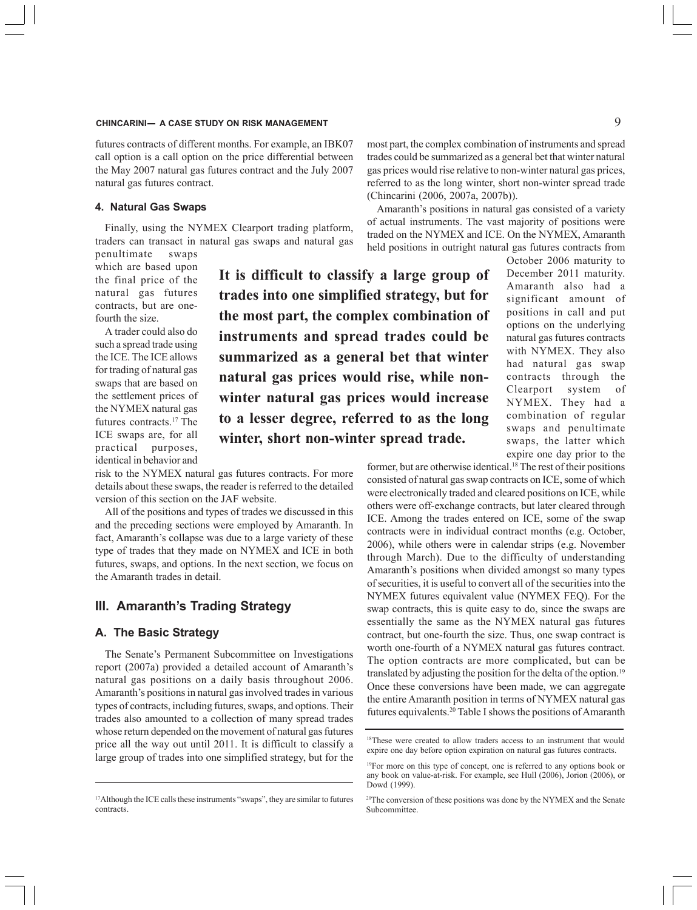futures contracts of different months. For example, an IBK07 call option is a call option on the price differential between the May 2007 natural gas futures contract and the July 2007 natural gas futures contract.

#### 4. Natural Gas Swaps

Finally, using the NYMEX Clearport trading platform, traders can transact in natural gas swaps and natural gas penultimate swaps which are based upon the final price of the natural gas futures contracts, but are one-fourth the size.

A trader could also do such a spread trade using the ICE. The ICE allows for trading of natural gas swaps that are based on the settlement prices of the NYMEX natural gas futures contracts.[17] The ICE swaps are, for all practical purposes, identical in behavior and risk to the NYMEX natural gas futures contracts. For more details about these swaps, the reader is referred to the detailed version of this section on the JAF website.

All of the positions and types of trades we discussed in this and the preceding sections were employed by Amaranth. In fact, Amaranth's collapse was due to a large variety of these type of trades that they made on NYMEX and ICE in both futures, swaps, and options. In the next section, we focus on the Amaranth trades in detail.

## III. Amaranth's Trading Strategy

### A. The Basic Strategy

The Senate's Permanent Subcommittee on Investigations report (2007a) provided a detailed account of Amaranth's natural gas positions on a daily basis throughout 2006. Amaranth's positions in natural gas involved trades in various types of contracts, including futures, swaps, and options. Their trades also amounted to a collection of many spread trades whose return depended on the movement of natural gas futures price all the way out until 2011. It is difficult to classify a large group of trades into one simplified strategy, but for the most part, the complex combination of instruments and spread trades could be summarized as a general bet that winter natural gas prices would rise relative to non-winter natural gas prices, referred to as the long winter, short non-winter spread trade (Chincarini (2006, 2007a, 2007b)).

**It is difficult to classify a large group of trades into one simplified strategy, but for the most part, the complex combination of instruments and spread trades could be summarized as a general bet that winter natural gas prices would rise, while non-winter natural gas prices would increase to a lesser degree, referred to as the long winter, short non-winter spread trade.**

Amaranth's positions in natural gas consisted of a variety of actual instruments. The vast majority of positions were traded on the NYMEX and ICE. On the NYMEX, Amaranth held positions in outright natural gas futures contracts from October 2006 maturity to December 2011 maturity. Amaranth also had a significant amount of positions in call and put options on the underlying natural gas futures contracts with NYMEX. They also had natural gas swap contracts through the Clearport system of NYMEX. They had a combination of regular swaps and penultimate swaps, the latter which expire one day prior to the former, but are otherwise identical.[18] The rest of their positions consisted of natural gas swap contracts on ICE, some of which were electronically traded and cleared positions on ICE, while others were off-exchange contracts, but later cleared through ICE. Among the trades entered on ICE, some of the swap contracts were in individual contract months (e.g. October, 2006), while others were in calendar strips (e.g. November through March). Due to the difficulty of understanding Amaranth's positions when divided amongst so many types of securities, it is useful to convert all of the securities into the NYMEX futures equivalent value (NYMEX FEQ). For the swap contracts, this is quite easy to do, since the swaps are essentially the same as the NYMEX natural gas futures contract, but one-fourth the size. Thus, one swap contract is worth one-fourth of a NYMEX natural gas futures contract. The option contracts are more complicated, but can be translated by adjusting the position for the delta of the option.[19] Once these conversions have been made, we can aggregate the entire Amaranth position in terms of NYMEX natural gas futures equivalents.[20] Table I shows the positions of Amaranth

---

[17] Although the ICE calls these instruments "swaps", they are similar to futures contracts.

[18] These were created to allow traders access to an instrument that would expire one day before option expiration on natural gas futures contracts.

[19] For more on this type of concept, one is referred to any options book or any book on value-at-risk. For example, see Hull (2006), Jorion (2006), or Dowd (1999).

[20] The conversion of these positions was done by the NYMEX and the Senate Subcommittee.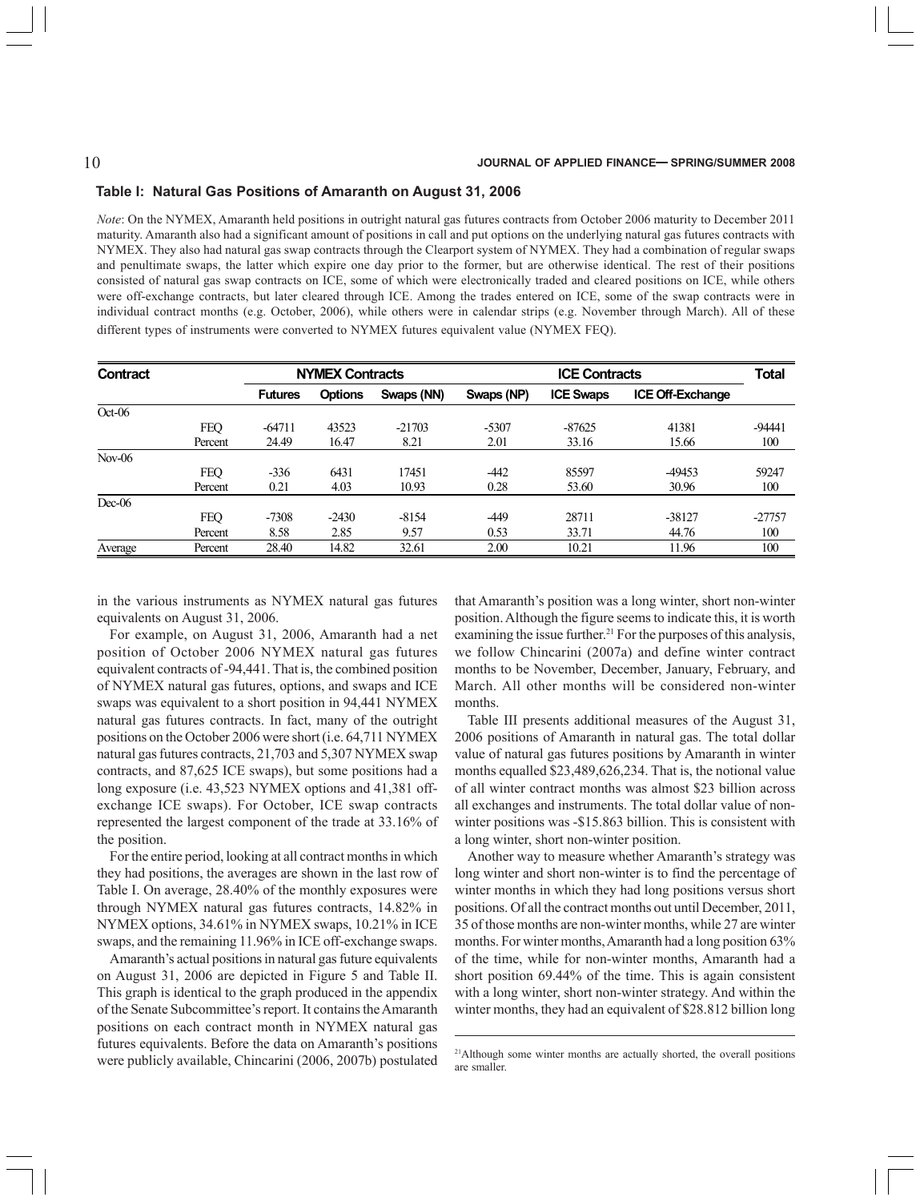## Table I: Natural Gas Positions of Amaranth on August 31, 2006

*Note*: On the NYMEX, Amaranth held positions in outright natural gas futures contracts from October 2006 maturity to December 2011 maturity. Amaranth also had a significant amount of positions in call and put options on the underlying natural gas futures contracts with NYMEX. They also had natural gas swap contracts through the Clearport system of NYMEX. They had a combination of regular swaps and penultimate swaps, the latter which expire one day prior to the former, but are otherwise identical. The rest of their positions consisted of natural gas swap contracts on ICE, some of which were electronically traded and cleared positions on ICE, while others were off-exchange contracts, but later cleared through ICE. Among the trades entered on ICE, some of the swap contracts were in individual contract months (e.g. October, 2006), while others were in calendar strips (e.g. November through March). All of these different types of instruments were converted to NYMEX futures equivalent value (NYMEX FEQ).

| Contract | | NYMEX Contracts | | | ICE Contracts | | | Total |
|---|---|---|---|---|---|---|---|---|
| | | Futures | Options | Swaps (NN) | Swaps (NP) | ICE Swaps | ICE Off-Exchange | |
| Oct-06 | | | | | | | | |
| | FEQ | -64711 | 43523 | -21703 | -5307 | -87625 | 41381 | -94441 |
| | Percent | 24.49 | 16.47 | 8.21 | 2.01 | 33.16 | 15.66 | 100 |
| Nov-06 | | | | | | | | |
| | FEQ | -336 | 6431 | 17451 | -442 | 85597 | -49453 | 59247 |
| | Percent | 0.21 | 4.03 | 10.93 | 0.28 | 53.60 | 30.96 | 100 |
| Dec-06 | | | | | | | | |
| | FEQ | -7308 | -2430 | -8154 | -449 | 28711 | -38127 | -27757 |
| | Percent | 8.58 | 2.85 | 9.57 | 0.53 | 33.71 | 44.76 | 100 |
| Average | Percent | 28.40 | 14.82 | 32.61 | 2.00 | 10.21 | 11.96 | 100 |

in the various instruments as NYMEX natural gas futures equivalents on August 31, 2006.

For example, on August 31, 2006, Amaranth had a net position of October 2006 NYMEX natural gas futures equivalent contracts of -94,441. That is, the combined position of NYMEX natural gas futures, options, and swaps and ICE swaps was equivalent to a short position in 94,441 NYMEX natural gas futures contracts. In fact, many of the outright positions on the October 2006 were short (i.e. 64,711 NYMEX natural gas futures contracts, 21,703 and 5,307 NYMEX swap contracts, and 87,625 ICE swaps), but some positions had a long exposure (i.e. 43,523 NYMEX options and 41,381 off-exchange ICE swaps). For October, ICE swap contracts represented the largest component of the trade at 33.16% of the position.

For the entire period, looking at all contract months in which they had positions, the averages are shown in the last row of Table I. On average, 28.40% of the monthly exposures were through NYMEX natural gas futures contracts, 14.82% in NYMEX options, 34.61% in NYMEX swaps, 10.21% in ICE swaps, and the remaining 11.96% in ICE off-exchange swaps.

Amaranth's actual positions in natural gas future equivalents on August 31, 2006 are depicted in Figure 5 and Table II. This graph is identical to the graph produced in the appendix of the Senate Subcommittee's report. It contains the Amaranth positions on each contract month in NYMEX natural gas futures equivalents. Before the data on Amaranth's positions were publicly available, Chincarini (2006, 2007b) postulated that Amaranth's position was a long winter, short non-winter position. Although the figure seems to indicate this, it is worth examining the issue further.[21] For the purposes of this analysis, we follow Chincarini (2007a) and define winter contract months to be November, December, January, February, and March. All other months will be considered non-winter months.

Table III presents additional measures of the August 31, 2006 positions of Amaranth in natural gas. The total dollar value of natural gas futures positions by Amaranth in winter months equalled $23,489,626,234. That is, the notional value of all winter contract months was almost $23 billion across all exchanges and instruments. The total dollar value of non-winter positions was -$15.863 billion. This is consistent with a long winter, short non-winter position.

Another way to measure whether Amaranth's strategy was long winter and short non-winter is to find the percentage of winter months in which they had long positions versus short positions. Of all the contract months out until December, 2011, 35 of those months are non-winter months, while 27 are winter months. For winter months, Amaranth had a long position 63% of the time, while for non-winter months, Amaranth had a short position 69.44% of the time. This is again consistent with a long winter, short non-winter strategy. And within the winter months, they had an equivalent of $28.812 billion long

[21]Although some winter months are actually shorted, the overall positions are smaller.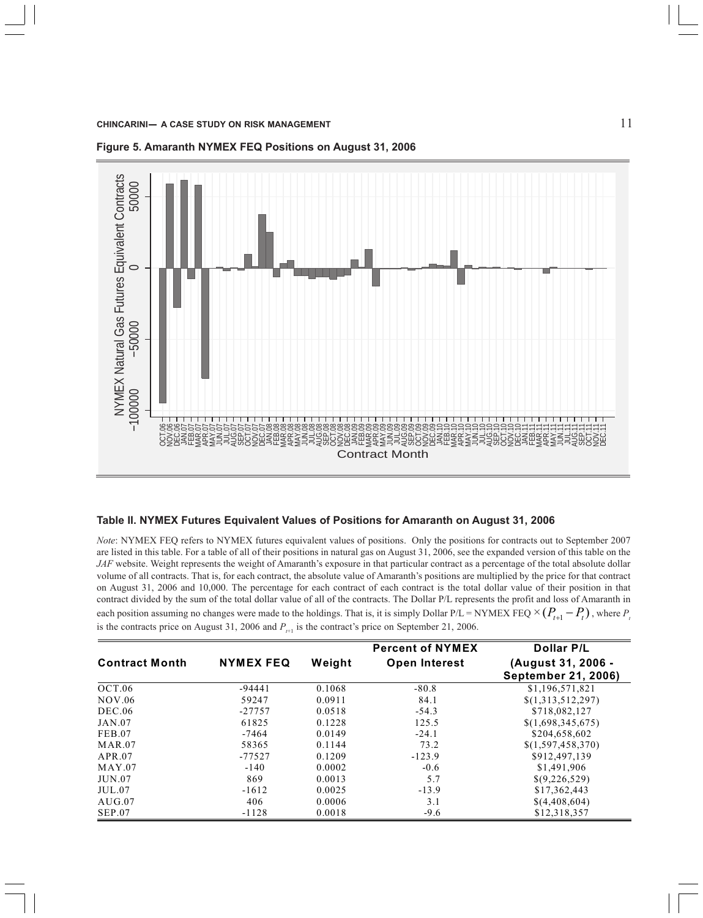**Figure 5. Amaranth NYMEX FEQ Positions on August 31, 2006**

**Table II. NYMEX Futures Equivalent Values of Positions for Amaranth on August 31, 2006**

*Note*: NYMEX FEQ refers to NYMEX futures equivalent values of positions. Only the positions for contracts out to September 2007 are listed in this table. For a table of all of their positions in natural gas on August 31, 2006, see the expanded version of this table on the *JAF* website. Weight represents the weight of Amaranth's exposure in that particular contract as a percentage of the total absolute dollar volume of all contracts. That is, for each contract, the absolute value of Amaranth's positions are multiplied by the price for that contract on August 31, 2006 and 10,000. The percentage for each contract of each contract is the total dollar value of their position in that contract divided by the sum of the total dollar value of all of the contracts. The Dollar P/L represents the profit and loss of Amaranth in each position assuming no changes were made to the holdings. That is, it is simply Dollar P/L = NYMEX FEQ $\times (P_{t+1} - P_t)$, where $P_t$ is the contracts price on August 31, 2006 and $P_{t+1}$ is the contract's price on September 21, 2006.

| Contract Month | NYMEX FEQ | Weight | Percent of NYMEX Open Interest | Dollar P/L (August 31, 2006 - September 21, 2006) |
|---|---|---|---|---|
| OCT.06 | -94441 | 0.1068 | -80.8 | $1,196,571,821 |
| NOV.06 | 59247 | 0.0911 | 84.1 | $(1,313,512,297) |
| DEC.06 | -27757 | 0.0518 | -54.3 | $718,082,127 |
| JAN.07 | 61825 | 0.1228 | 125.5 | $(1,698,345,675) |
| FEB.07 | -7464 | 0.0149 | -24.1 | $204,658,602 |
| MAR.07 | 58365 | 0.1144 | 73.2 | $(1,597,458,370) |
| APR.07 | -77527 | 0.1209 | -123.9 | $912,497,139 |
| MAY.07 | -140 | 0.0002 | -0.6 | $1,491,906 |
| JUN.07 | 869 | 0.0013 | 5.7 | $(9,226,529) |
| JUL.07 | -1612 | 0.0025 | -13.9 | $17,362,443 |
| AUG.07 | 406 | 0.0006 | 3.1 | $(4,408,604) |
| SEP.07 | -1128 | 0.0018 | -9.6 | $12,318,357 |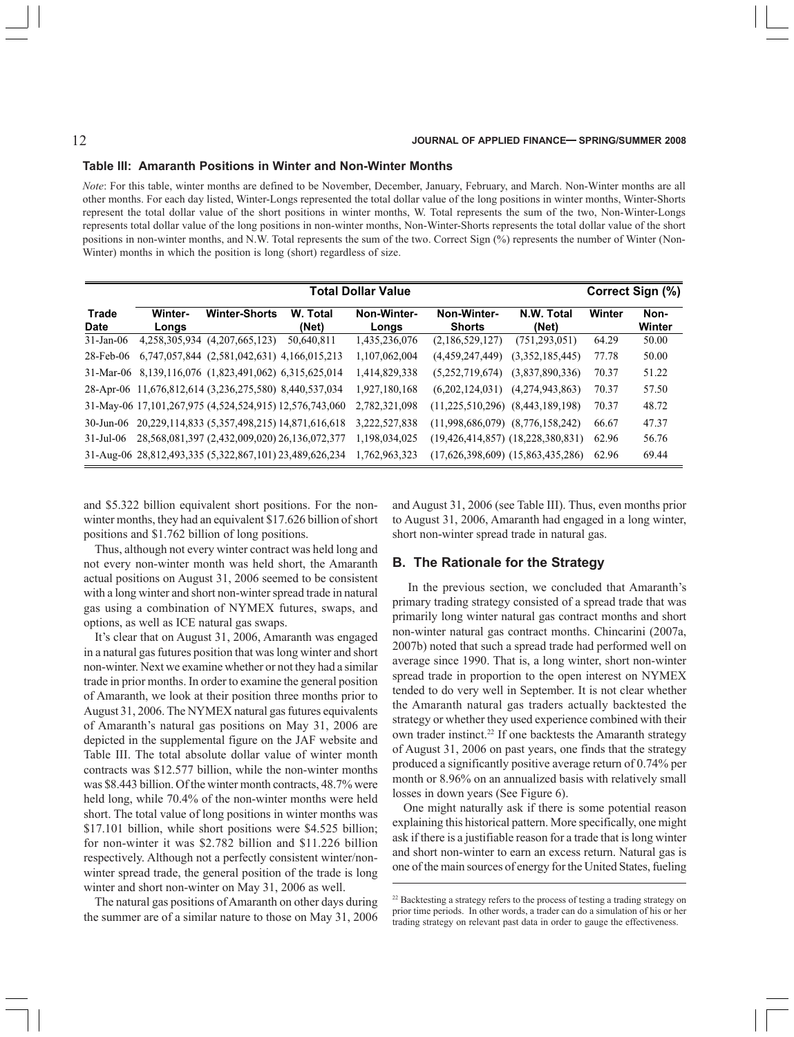### Table III: Amaranth Positions in Winter and Non-Winter Months

*Note*: For this table, winter months are defined to be November, December, January, February, and March. Non-Winter months are all other months. For each day listed, Winter-Longs represented the total dollar value of the long positions in winter months, Winter-Shorts represent the total dollar value of the short positions in winter months, W. Total represents the sum of the two, Non-Winter-Longs represents total dollar value of the long positions in non-winter months, Non-Winter-Shorts represents the total dollar value of the short positions in non-winter months, and N.W. Total represents the sum of the two. Correct Sign (%) represents the number of Winter (Non-Winter) months in which the position is long (short) regardless of size.

| | Total Dollar Value | | | | | | Correct Sign (%) | |
|---|---|---|---|---|---|---|---|---|
| Trade Date | Winter-Longs | Winter-Shorts | W. Total (Net) | Non-Winter-Longs | Non-Winter-Shorts | N.W. Total (Net) | Winter | Non-Winter |
| 31-Jan-06 | 4,258,305,934 | (4,207,665,123) | 50,640,811 | 1,435,236,076 | (2,186,529,127) | (751,293,051) | 64.29 | 50.00 |
| 28-Feb-06 | 6,747,057,844 | (2,581,042,631) | 4,166,015,213 | 1,107,062,004 | (4,459,247,449) | (3,352,185,445) | 77.78 | 50.00 |
| 31-Mar-06 | 8,139,116,076 | (1,823,491,062) | 6,315,625,014 | 1,414,829,338 | (5,252,719,674) | (3,837,890,336) | 70.37 | 51.22 |
| 28-Apr-06 | 11,676,812,614 | (3,236,275,580) | 8,440,537,034 | 1,927,180,168 | (6,202,124,031) | (4,274,943,863) | 70.37 | 57.50 |
| 31-May-06 | 17,101,267,975 | (4,524,524,915) | 12,576,743,060 | 2,782,321,098 | (11,225,510,296) | (8,443,189,198) | 70.37 | 48.72 |
| 30-Jun-06 | 20,229,114,833 | (5,357,498,215) | 14,871,616,618 | 3,222,527,838 | (11,998,686,079) | (8,776,158,242) | 66.67 | 47.37 |
| 31-Jul-06 | 28,568,081,397 | (2,432,009,020) | 26,136,072,377 | 1,198,034,025 | (19,426,414,857) | (18,228,380,831) | 62.96 | 56.76 |
| 31-Aug-06 | 28,812,493,335 | (5,322,867,101) | 23,489,626,234 | 1,762,963,323 | (17,626,398,609) | (15,863,435,286) | 62.96 | 69.44 |

and $5.322 billion equivalent short positions. For the non-winter months, they had an equivalent $17.626 billion of short positions and $1.762 billion of long positions.

Thus, although not every winter contract was held long and not every non-winter month was held short, the Amaranth actual positions on August 31, 2006 seemed to be consistent with a long winter and short non-winter spread trade in natural gas using a combination of NYMEX futures, swaps, and options, as well as ICE natural gas swaps.

It's clear that on August 31, 2006, Amaranth was engaged in a natural gas futures position that was long winter and short non-winter. Next we examine whether or not they had a similar trade in prior months. In order to examine the general position of Amaranth, we look at their position three months prior to August 31, 2006. The NYMEX natural gas futures equivalents of Amaranth's natural gas positions on May 31, 2006 are depicted in the supplemental figure on the JAF website and Table III. The total absolute dollar value of winter month contracts was $12.577 billion, while the non-winter months was $8.443 billion. Of the winter month contracts, 48.7% were held long, while 70.4% of the non-winter months were held short. The total value of long positions in winter months was $17.101 billion, while short positions were $4.525 billion; for non-winter it was $2.782 billion and $11.226 billion respectively. Although not a perfectly consistent winter/non-winter spread trade, the general position of the trade is long winter and short non-winter on May 31, 2006 as well.

The natural gas positions of Amaranth on other days during the summer are of a similar nature to those on May 31, 2006 and August 31, 2006 (see Table III). Thus, even months prior to August 31, 2006, Amaranth had engaged in a long winter, short non-winter spread trade in natural gas.

## B. The Rationale for the Strategy

In the previous section, we concluded that Amaranth's primary trading strategy consisted of a spread trade that was primarily long winter natural gas contract months and short non-winter natural gas contract months. Chincarini (2007a, 2007b) noted that such a spread trade had performed well on average since 1990. That is, a long winter, short non-winter spread trade in proportion to the open interest on NYMEX tended to do very well in September. It is not clear whether the Amaranth natural gas traders actually backtested the strategy or whether they used experience combined with their own trader instinct.[22] If one backtests the Amaranth strategy of August 31, 2006 on past years, one finds that the strategy produced a significantly positive average return of 0.74% per month or 8.96% on an annualized basis with relatively small losses in down years (See Figure 6).

One might naturally ask if there is some potential reason explaining this historical pattern. More specifically, one might ask if there is a justifiable reason for a trade that is long winter and short non-winter to earn an excess return. Natural gas is one of the main sources of energy for the United States, fueling

[22] Backtesting a strategy refers to the process of testing a trading strategy on prior time periods. In other words, a trader can do a simulation of his or her trading strategy on relevant past data in order to gauge the effectiveness.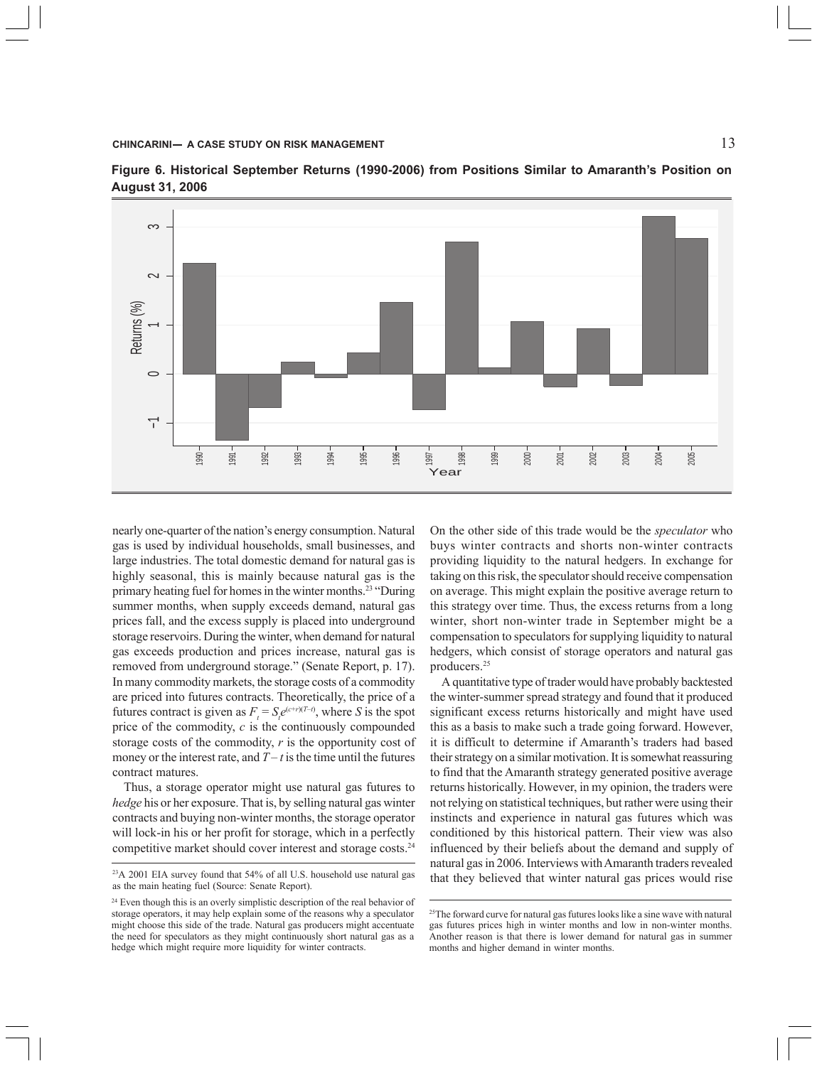**Figure 6. Historical September Returns (1990-2006) from Positions Similar to Amaranth's Position on August 31, 2006**

Returns (%)

3
2
1
0
–1

1990 1991 1992 1993 1994 1995 1996 1997 1998 1999 2000 2001 2002 2003 2004 2005

Year

nearly one-quarter of the nation's energy consumption. Natural gas is used by individual households, small businesses, and large industries. The total domestic demand for natural gas is highly seasonal, this is mainly because natural gas is the primary heating fuel for homes in the winter months.[23] "During summer months, when supply exceeds demand, natural gas prices fall, and the excess supply is placed into underground storage reservoirs. During the winter, when demand for natural gas exceeds production and prices increase, natural gas is removed from underground storage." (Senate Report, p. 17). In many commodity markets, the storage costs of a commodity are priced into futures contracts. Theoretically, the price of a futures contract is given as $F_t = S_t e^{(c+r)(T-t)}$, where $S$ is the spot price of the commodity, $c$ is the continuously compounded storage costs of the commodity, $r$ is the opportunity cost of money or the interest rate, and $T-t$ is the time until the futures contract matures.

Thus, a storage operator might use natural gas futures to *hedge* his or her exposure. That is, by selling natural gas winter contracts and buying non-winter months, the storage operator will lock-in his or her profit for storage, which in a perfectly competitive market should cover interest and storage costs.[24]

On the other side of this trade would be the *speculator* who buys winter contracts and shorts non-winter contracts providing liquidity to the natural hedgers. In exchange for taking on this risk, the speculator should receive compensation on average. This might explain the positive average return to this strategy over time. Thus, the excess returns from a long winter, short non-winter trade in September might be a compensation to speculators for supplying liquidity to natural hedgers, which consist of storage operators and natural gas producers.[25]

A quantitative type of trader would have probably backtested the winter-summer spread strategy and found that it produced significant excess returns historically and might have used this as a basis to make such a trade going forward. However, it is difficult to determine if Amaranth's traders had based their strategy on a similar motivation. It is somewhat reassuring to find that the Amaranth strategy generated positive average returns historically. However, in my opinion, the traders were not relying on statistical techniques, but rather were using their instincts and experience in natural gas futures which was conditioned by this historical pattern. Their view was also influenced by their beliefs about the demand and supply of natural gas in 2006. Interviews with Amaranth traders revealed that they believed that winter natural gas prices would rise

---

[23] A 2001 EIA survey found that 54% of all U.S. household use natural gas as the main heating fuel (Source: Senate Report).

[24] Even though this is an overly simplistic description of the real behavior of storage operators, it may help explain some of the reasons why a speculator might choose this side of the trade. Natural gas producers might accentuate the need for speculators as they might continuously short natural gas as a hedge which might require more liquidity for winter contracts.

[25] The forward curve for natural gas futures looks like a sine wave with natural gas futures prices high in winter months and low in non-winter months. Another reason is that there is lower demand for natural gas in summer months and higher demand in winter months.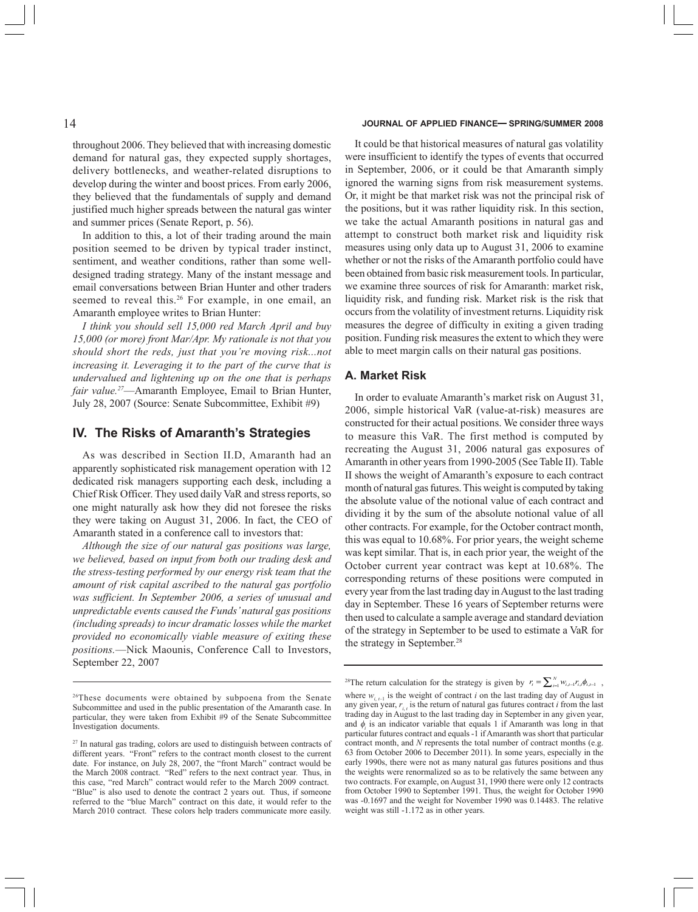throughout 2006. They believed that with increasing domestic demand for natural gas, they expected supply shortages, delivery bottlenecks, and weather-related disruptions to develop during the winter and boost prices. From early 2006, they believed that the fundamentals of supply and demand justified much higher spreads between the natural gas winter and summer prices (Senate Report, p. 56).

In addition to this, a lot of their trading around the main position seemed to be driven by typical trader instinct, sentiment, and weather conditions, rather than some well-designed trading strategy. Many of the instant message and email conversations between Brian Hunter and other traders seemed to reveal this.[26] For example, in one email, an Amaranth employee writes to Brian Hunter:

*I think you should sell 15,000 red March April and buy 15,000 (or more) front Mar/Apr. My rationale is not that you should short the reds, just that you're moving risk...not increasing it. Leveraging it to the part of the curve that is undervalued and lightening up on the one that is perhaps fair value.*[27]—Amaranth Employee, Email to Brian Hunter, July 28, 2007 (Source: Senate Subcommittee, Exhibit #9)

## IV. The Risks of Amaranth's Strategies

As was described in Section II.D, Amaranth had an apparently sophisticated risk management operation with 12 dedicated risk managers supporting each desk, including a Chief Risk Officer. They used daily VaR and stress reports, so one might naturally ask how they did not foresee the risks they were taking on August 31, 2006. In fact, the CEO of Amaranth stated in a conference call to investors that:

*Although the size of our natural gas positions was large, we believed, based on input from both our trading desk and the stress-testing performed by our energy risk team that the amount of risk capital ascribed to the natural gas portfolio was sufficient. In September 2006, a series of unusual and unpredictable events caused the Funds' natural gas positions (including spreads) to incur dramatic losses while the market provided no economically viable measure of exiting these positions.*—Nick Maounis, Conference Call to Investors, September 22, 2007

It could be that historical measures of natural gas volatility were insufficient to identify the types of events that occurred in September, 2006, or it could be that Amaranth simply ignored the warning signs from risk measurement systems. Or, it might be that market risk was not the principal risk of the positions, but it was rather liquidity risk. In this section, we take the actual Amaranth positions in natural gas and attempt to construct both market risk and liquidity risk measures using only data up to August 31, 2006 to examine whether or not the risks of the Amaranth portfolio could have been obtained from basic risk measurement tools. In particular, we examine three sources of risk for Amaranth: market risk, liquidity risk, and funding risk. Market risk is the risk that occurs from the volatility of investment returns. Liquidity risk measures the degree of difficulty in exiting a given trading position. Funding risk measures the extent to which they were able to meet margin calls on their natural gas positions.

### A. Market Risk

In order to evaluate Amaranth's market risk on August 31, 2006, simple historical VaR (value-at-risk) measures are constructed for their actual positions. We consider three ways to measure this VaR. The first method is computed by recreating the August 31, 2006 natural gas exposures of Amaranth in other years from 1990-2005 (See Table II). Table II shows the weight of Amaranth's exposure to each contract month of natural gas futures. This weight is computed by taking the absolute value of the notional value of each contract and dividing it by the sum of the absolute notional value of all other contracts. For example, for the October contract month, this was equal to 10.68%. For prior years, the weight scheme was kept similar. That is, in each prior year, the weight of the October current year contract was kept at 10.68%. The corresponding returns of these positions were computed in every year from the last trading day in August to the last trading day in September. These 16 years of September returns were then used to calculate a sample average and standard deviation of the strategy in September to be used to estimate a VaR for the strategy in September.[28]

---

[26] These documents were obtained by subpoena from the Senate Subcommittee and used in the public presentation of the Amaranth case. In particular, they were taken from Exhibit #9 of the Senate Subcommittee Investigation documents.

[27] In natural gas trading, colors are used to distinguish between contracts of different years. "Front" refers to the contract month closest to the current date. For instance, on July 28, 2007, the "front March" contract would be the March 2008 contract. "Red" refers to the next contract year. Thus, in this case, "red March" would refer to the March 2009 contract. "Blue" is also used to denote the contract 2 years out. Thus, if someone referred to the "blue March" contract on this date, it would refer to the March 2010 contract. These colors help traders communicate more easily.

[28] The return calculation for the strategy is given by $r_t = \sum_{i=1}^{N} w_{i,t-1} r_{i,t} \phi_{i,t-1}$, where $w_{i,t-1}$ is the weight of contract $i$ on the last trading day of August in any given year, $r_{i,t}$ is the return of natural gas futures contract $i$ from the last trading day in August to the last trading day in September in any given year, and $\phi_i$ is an indicator variable that equals 1 if Amaranth was long in that particular futures contract and equals -1 if Amaranth was short that particular contract month, and $N$ represents the total number of contract months (e.g. 63 from October 2006 to December 2011). In some years, especially in the early 1990s, there were not as many natural gas futures positions and thus the weights were renormalized so as to be relatively the same between any two contracts. For example, on August 31, 1990 there were only 12 contracts from October 1990 to September 1991. Thus, the weight for October 1990 was -0.1697 and the weight for November 1990 was 0.14483. The relative weight was still -1.172 as in other years.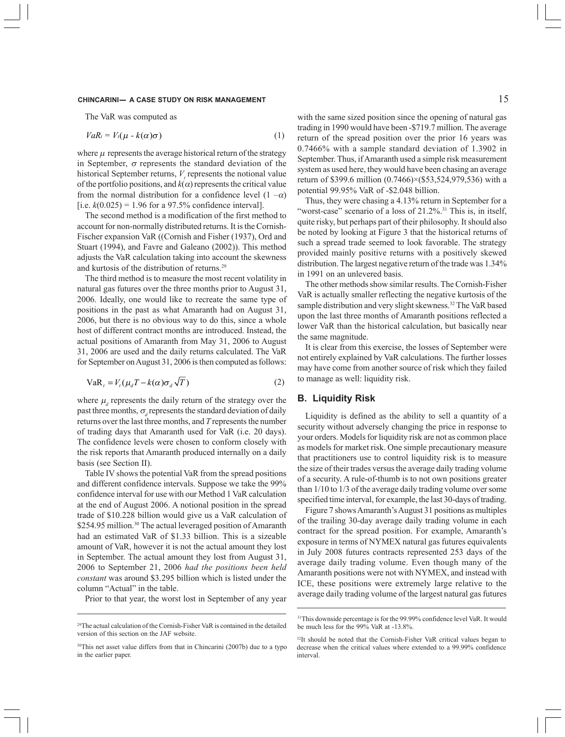The VaR was computed as

$$VaR_t = V_t(\mu - k(\alpha)\sigma) \tag{1}$$

where $\mu$ represents the average historical return of the strategy in September, $\sigma$ represents the standard deviation of the historical September returns, $V_t$ represents the notional value of the portfolio positions, and $k(\alpha)$ represents the critical value from the normal distribution for a confidence level $(1 - \alpha)$ [i.e. $k(0.025) = 1.96$ for a 97.5% confidence interval].

The second method is a modification of the first method to account for non-normally distributed returns. It is the Cornish-Fischer expansion VaR ((Cornish and Fisher (1937), Ord and Stuart (1994), and Favre and Galeano (2002)). This method adjusts the VaR calculation taking into account the skewness and kurtosis of the distribution of returns.[29]

The third method is to measure the most recent volatility in natural gas futures over the three months prior to August 31, 2006. Ideally, one would like to recreate the same type of positions in the past as what Amaranth had on August 31, 2006, but there is no obvious way to do this, since a whole host of different contract months are introduced. Instead, the actual positions of Amaranth from May 31, 2006 to August 31, 2006 are used and the daily returns calculated. The VaR for September on August 31, 2006 is then computed as follows:

$$\text{VaR}_t = V_t(\mu_d T - k(\alpha)\sigma_d\sqrt{T}) \tag{2}$$

where $\mu_d$ represents the daily return of the strategy over the past three months, $\sigma_d$ represents the standard deviation of daily returns over the last three months, and $T$ represents the number of trading days that Amaranth used for VaR (i.e. 20 days). The confidence levels were chosen to conform closely with the risk reports that Amaranth produced internally on a daily basis (see Section II).

Table IV shows the potential VaR from the spread positions and different confidence intervals. Suppose we take the 99% confidence interval for use with our Method 1 VaR calculation at the end of August 2006. A notional position in the spread trade of \$10.228 billion would give us a VaR calculation of \$254.95 million.[30] The actual leveraged position of Amaranth had an estimated VaR of \$1.33 billion. This is a sizeable amount of VaR, however it is not the actual amount they lost in September. The actual amount they lost from August 31, 2006 to September 21, 2006 *had the positions been held constant* was around \$3.295 billion which is listed under the column "Actual" in the table.

Prior to that year, the worst lost in September of any year with the same sized position since the opening of natural gas trading in 1990 would have been -\$719.7 million. The average return of the spread position over the prior 16 years was 0.7466% with a sample standard deviation of 1.3902 in September. Thus, if Amaranth used a simple risk measurement system as used here, they would have been chasing an average return of \$399.6 million (0.7466)×(\$53,524,979,536) with a potential 99.95% VaR of -\$2.048 billion.

Thus, they were chasing a 4.13% return in September for a "worst-case" scenario of a loss of 21.2%.[31] This is, in itself, quite risky, but perhaps part of their philosophy. It should also be noted by looking at Figure 3 that the historical returns of such a spread trade seemed to look favorable. The strategy provided mainly positive returns with a positively skewed distribution. The largest negative return of the trade was 1.34% in 1991 on an unlevered basis.

The other methods show similar results. The Cornish-Fisher VaR is actually smaller reflecting the negative kurtosis of the sample distribution and very slight skewness.[32] The VaR based upon the last three months of Amaranth positions reflected a lower VaR than the historical calculation, but basically near the same magnitude.

It is clear from this exercise, the losses of September were not entirely explained by VaR calculations. The further losses may have come from another source of risk which they failed to manage as well: liquidity risk.

## B. Liquidity Risk

Liquidity is defined as the ability to sell a quantity of a security without adversely changing the price in response to your orders. Models for liquidity risk are not as common place as models for market risk. One simple precautionary measure that practitioners use to control liquidity risk is to measure the size of their trades versus the average daily trading volume of a security. A rule-of-thumb is to not own positions greater than 1/10 to 1/3 of the average daily trading volume over some specified time interval, for example, the last 30-days of trading.

Figure 7 shows Amaranth's August 31 positions as multiples of the trailing 30-day average daily trading volume in each contract for the spread position. For example, Amaranth's exposure in terms of NYMEX natural gas futures equivalents in July 2008 futures contracts represented 253 days of the average daily trading volume. Even though many of the Amaranth positions were not with NYMEX, and instead with ICE, these positions were extremely large relative to the average daily trading volume of the largest natural gas futures

---

[29] The actual calculation of the Cornish-Fisher VaR is contained in the detailed version of this section on the JAF website.

[30] This net asset value differs from that in Chincarini (2007b) due to a typo in the earlier paper.

[31] This downside percentage is for the 99.99% confidence level VaR. It would be much less for the 99% VaR at -13.8%.

[32] It should be noted that the Cornish-Fisher VaR critical values began to decrease when the critical values where extended to a 99.99% confidence interval.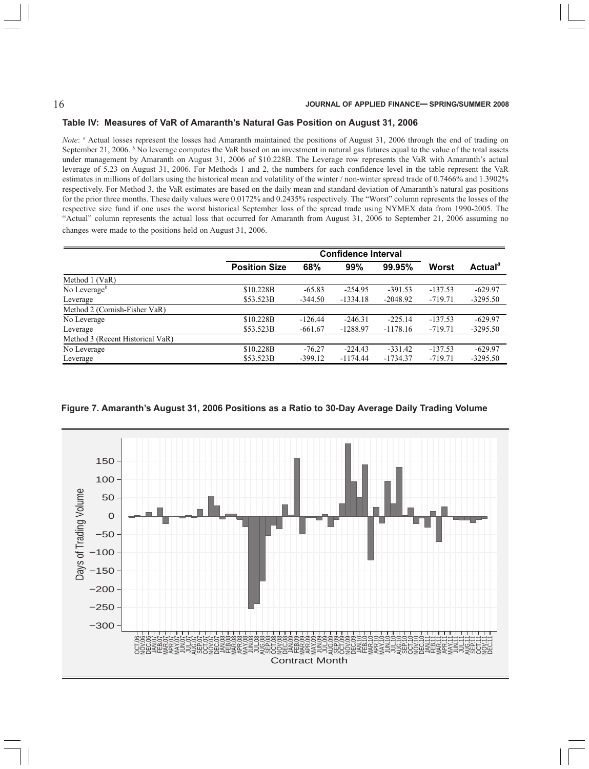### Table IV: Measures of VaR of Amaranth's Natural Gas Position on August 31, 2006

*Note*: [a] Actual losses represent the losses had Amaranth maintained the positions of August 31, 2006 through the end of trading on September 21, 2006. [b] No leverage computes the VaR based on an investment in natural gas futures equal to the value of the total assets under management by Amaranth on August 31, 2006 of $10.228B. The Leverage row represents the VaR with Amaranth's actual leverage of 5.23 on August 31, 2006. For Methods 1 and 2, the numbers for each confidence level in the table represent the VaR estimates in millions of dollars using the historical mean and volatility of the winter / non-winter spread trade of 0.7466% and 1.3902% respectively. For Method 3, the VaR estimates are based on the daily mean and standard deviation of Amaranth's natural gas positions for the prior three months. These daily values were 0.0172% and 0.2435% respectively. The "Worst" column represents the losses of the respective size fund if one uses the worst historical September loss of the spread trade using NYMEX data from 1990-2005. The "Actual" column represents the actual loss that occurred for Amaranth from August 31, 2006 to September 21, 2006 assuming no changes were made to the positions held on August 31, 2006.

| | | Confidence Interval | | | | |
|---|---|---|---|---|---|---|
| | **Position Size** | **68%** | **99%** | **99.95%** | **Worst** | **Actual[a]** |
| Method 1 (VaR) | | | | | | |
| No Leverage[b] | $10.228B | -65.83 | -254.95 | -391.53 | -137.53 | -629.97 |
| Leverage | $53.523B | -344.50 | -1334.18 | -2048.92 | -719.71 | -3295.50 |
| Method 2 (Cornish-Fisher VaR) | | | | | | |
| No Leverage | $10.228B | -126.44 | -246.31 | -225.14 | -137.53 | -629.97 |
| Leverage | $53.523B | -661.67 | -1288.97 | -1178.16 | -719.71 | -3295.50 |
| Method 3 (Recent Historical VaR) | | | | | | |
| No Leverage | $10.228B | -76.27 | -224.43 | -331.42 | -137.53 | -629.97 |
| Leverage | $53.523B | -399.12 | -1174.44 | -1734.37 | -719.71 | -3295.50 |

**Figure 7. Amaranth's August 31, 2006 Positions as a Ratio to 30-Day Average Daily Trading Volume**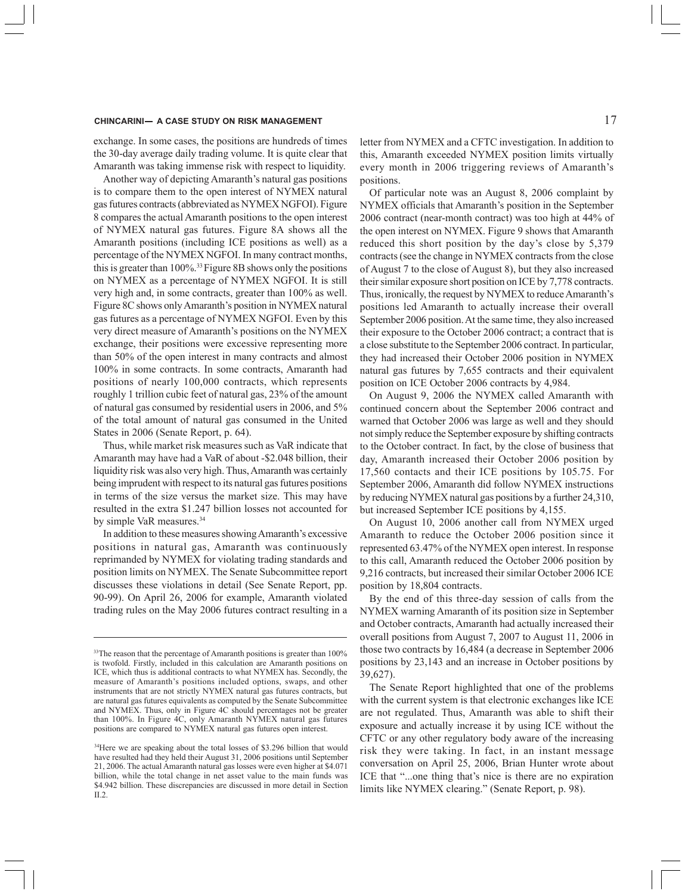exchange. In some cases, the positions are hundreds of times the 30-day average daily trading volume. It is quite clear that Amaranth was taking immense risk with respect to liquidity.

Another way of depicting Amaranth's natural gas positions is to compare them to the open interest of NYMEX natural gas futures contracts (abbreviated as NYMEX NGFOI). Figure 8 compares the actual Amaranth positions to the open interest of NYMEX natural gas futures. Figure 8A shows all the Amaranth positions (including ICE positions as well) as a percentage of the NYMEX NGFOI. In many contract months, this is greater than 100%.[33] Figure 8B shows only the positions on NYMEX as a percentage of NYMEX NGFOI. It is still very high and, in some contracts, greater than 100% as well. Figure 8C shows only Amaranth's position in NYMEX natural gas futures as a percentage of NYMEX NGFOI. Even by this very direct measure of Amaranth's positions on the NYMEX exchange, their positions were excessive representing more than 50% of the open interest in many contracts and almost 100% in some contracts. In some contracts, Amaranth had positions of nearly 100,000 contracts, which represents roughly 1 trillion cubic feet of natural gas, 23% of the amount of natural gas consumed by residential users in 2006, and 5% of the total amount of natural gas consumed in the United States in 2006 (Senate Report, p. 64).

Thus, while market risk measures such as VaR indicate that Amaranth may have had a VaR of about -\$2.048 billion, their liquidity risk was also very high. Thus, Amaranth was certainly being imprudent with respect to its natural gas futures positions in terms of the size versus the market size. This may have resulted in the extra \$1.247 billion losses not accounted for by simple VaR measures.[34]

In addition to these measures showing Amaranth's excessive positions in natural gas, Amaranth was continuously reprimanded by NYMEX for violating trading standards and position limits on NYMEX. The Senate Subcommittee report discusses these violations in detail (See Senate Report, pp. 90-99). On April 26, 2006 for example, Amaranth violated trading rules on the May 2006 futures contract resulting in a letter from NYMEX and a CFTC investigation. In addition to this, Amaranth exceeded NYMEX position limits virtually every month in 2006 triggering reviews of Amaranth's positions.

Of particular note was an August 8, 2006 complaint by NYMEX officials that Amaranth's position in the September 2006 contract (near-month contract) was too high at 44% of the open interest on NYMEX. Figure 9 shows that Amaranth reduced this short position by the day's close by 5,379 contracts (see the change in NYMEX contracts from the close of August 7 to the close of August 8), but they also increased their similar exposure short position on ICE by 7,778 contracts. Thus, ironically, the request by NYMEX to reduce Amaranth's positions led Amaranth to actually increase their overall September 2006 position. At the same time, they also increased their exposure to the October 2006 contract; a contract that is a close substitute to the September 2006 contract. In particular, they had increased their October 2006 position in NYMEX natural gas futures by 7,655 contracts and their equivalent position on ICE October 2006 contracts by 4,984.

On August 9, 2006 the NYMEX called Amaranth with continued concern about the September 2006 contract and warned that October 2006 was large as well and they should not simply reduce the September exposure by shifting contracts to the October contract. In fact, by the close of business that day, Amaranth increased their October 2006 position by 17,560 contacts and their ICE positions by 105.75. For September 2006, Amaranth did follow NYMEX instructions by reducing NYMEX natural gas positions by a further 24,310, but increased September ICE positions by 4,155.

On August 10, 2006 another call from NYMEX urged Amaranth to reduce the October 2006 position since it represented 63.47% of the NYMEX open interest. In response to this call, Amaranth reduced the October 2006 position by 9,216 contracts, but increased their similar October 2006 ICE position by 18,804 contracts.

By the end of this three-day session of calls from the NYMEX warning Amaranth of its position size in September and October contracts, Amaranth had actually increased their overall positions from August 7, 2007 to August 11, 2006 in those two contracts by 16,484 (a decrease in September 2006 positions by 23,143 and an increase in October positions by 39,627).

The Senate Report highlighted that one of the problems with the current system is that electronic exchanges like ICE are not regulated. Thus, Amaranth was able to shift their exposure and actually increase it by using ICE without the CFTC or any other regulatory body aware of the increasing risk they were taking. In fact, in an instant message conversation on April 25, 2006, Brian Hunter wrote about ICE that "...one thing that's nice is there are no expiration limits like NYMEX clearing." (Senate Report, p. 98).

---

[33] The reason that the percentage of Amaranth positions is greater than 100% is twofold. Firstly, included in this calculation are Amaranth positions on ICE, which thus is additional contracts to what NYMEX has. Secondly, the measure of Amaranth's positions included options, swaps, and other instruments that are not strictly NYMEX natural gas futures contracts, but are natural gas futures equivalents as computed by the Senate Subcommittee and NYMEX. Thus, only in Figure 4C should percentages not be greater than 100%. In Figure 4C, only Amaranth NYMEX natural gas futures positions are compared to NYMEX natural gas futures open interest.

[34] Here we are speaking about the total losses of \$3.296 billion that would have resulted had they held their August 31, 2006 positions until September 21, 2006. The actual Amaranth natural gas losses were even higher at \$4.071 billion, while the total change in net asset value to the main funds was \$4.942 billion. These discrepancies are discussed in more detail in Section II.2.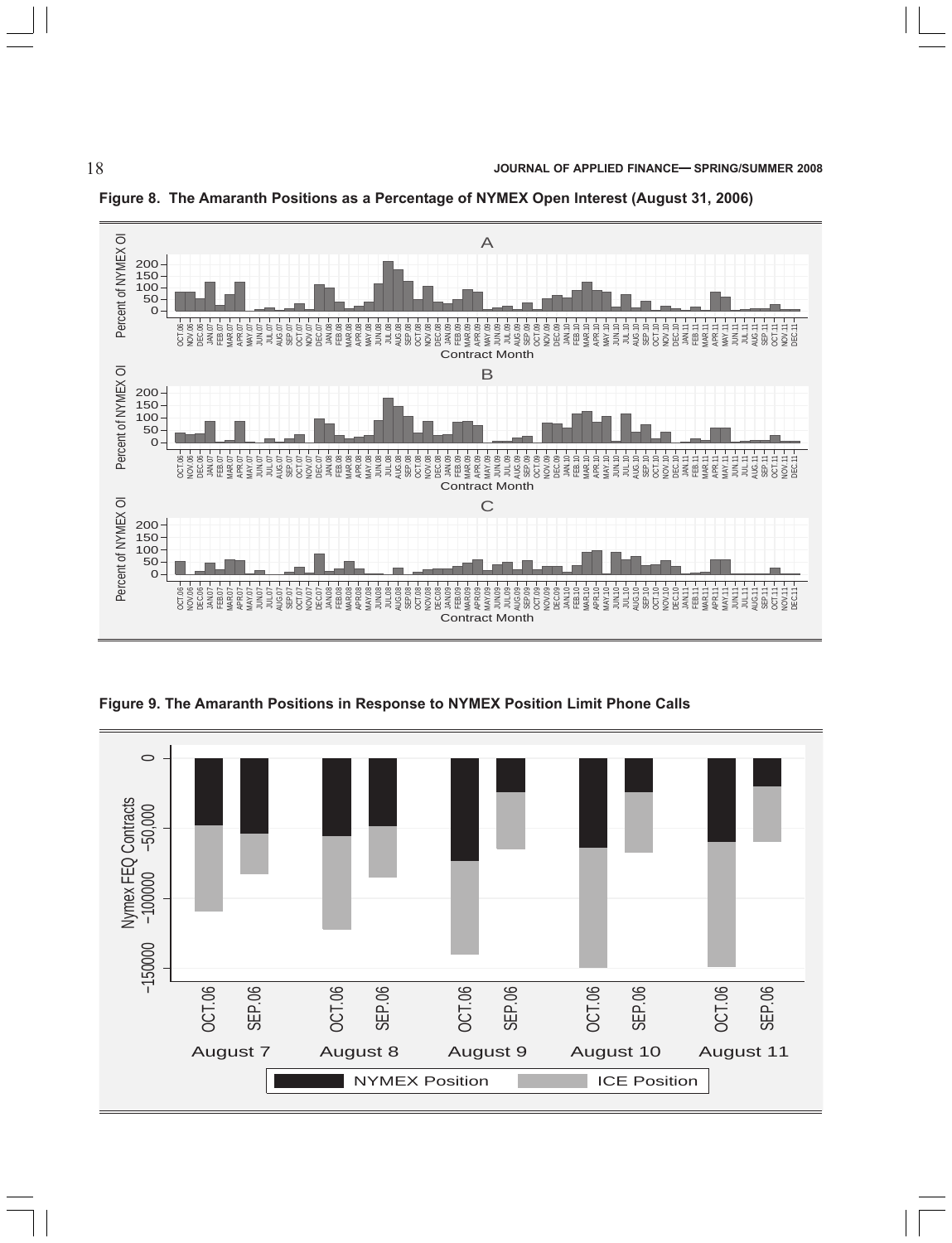**Figure 8. The Amaranth Positions as a Percentage of NYMEX Open Interest (August 31, 2006)**

**Figure 9. The Amaranth Positions in Response to NYMEX Position Limit Phone Calls**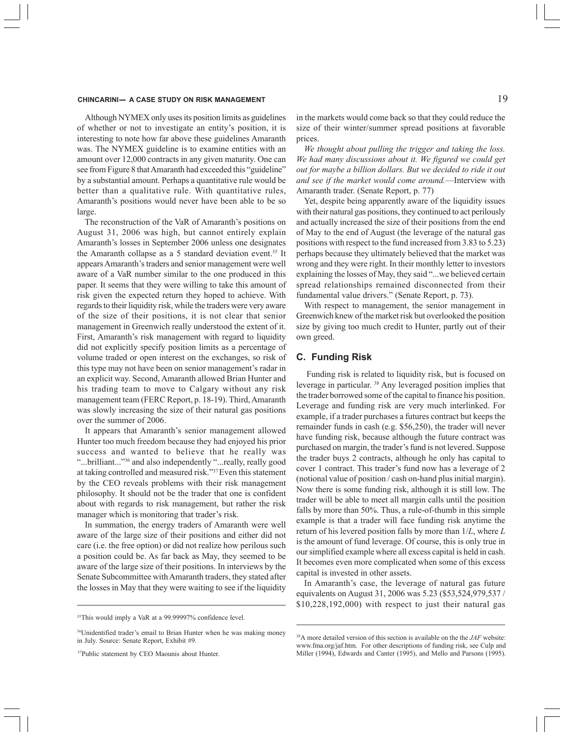Although NYMEX only uses its position limits as guidelines of whether or not to investigate an entity's position, it is interesting to note how far above these guidelines Amaranth was. The NYMEX guideline is to examine entities with an amount over 12,000 contracts in any given maturity. One can see from Figure 8 that Amaranth had exceeded this "guideline" by a substantial amount. Perhaps a quantitative rule would be better than a qualitative rule. With quantitative rules, Amaranth's positions would never have been able to be so large.

The reconstruction of the VaR of Amaranth's positions on August 31, 2006 was high, but cannot entirely explain Amaranth's losses in September 2006 unless one designates the Amaranth collapse as a 5 standard deviation event.[35] It appears Amaranth's traders and senior management were well aware of a VaR number similar to the one produced in this paper. It seems that they were willing to take this amount of risk given the expected return they hoped to achieve. With regards to their liquidity risk, while the traders were very aware of the size of their positions, it is not clear that senior management in Greenwich really understood the extent of it. First, Amaranth's risk management with regard to liquidity did not explicitly specify position limits as a percentage of volume traded or open interest on the exchanges, so risk of this type may not have been on senior management's radar in an explicit way. Second, Amaranth allowed Brian Hunter and his trading team to move to Calgary without any risk management team (FERC Report, p. 18-19). Third, Amaranth was slowly increasing the size of their natural gas positions over the summer of 2006.

It appears that Amaranth's senior management allowed Hunter too much freedom because they had enjoyed his prior success and wanted to believe that he really was "...brilliant..."[36] and also independently "...really, really good at taking controlled and measured risk."[37] Even this statement by the CEO reveals problems with their risk management philosophy. It should not be the trader that one is confident about with regards to risk management, but rather the risk manager which is monitoring that trader's risk.

In summation, the energy traders of Amaranth were well aware of the large size of their positions and either did not care (i.e. the free option) or did not realize how perilous such a position could be. As far back as May, they seemed to be aware of the large size of their positions. In interviews by the Senate Subcommittee with Amaranth traders, they stated after the losses in May that they were waiting to see if the liquidity in the markets would come back so that they could reduce the size of their winter/summer spread positions at favorable prices.

*We thought about pulling the trigger and taking the loss. We had many discussions about it. We figured we could get out for maybe a billion dollars. But we decided to ride it out and see if the market would come around.*—Interview with Amaranth trader. (Senate Report, p. 77)

Yet, despite being apparently aware of the liquidity issues with their natural gas positions, they continued to act perilously and actually increased the size of their positions from the end of May to the end of August (the leverage of the natural gas positions with respect to the fund increased from 3.83 to 5.23) perhaps because they ultimately believed that the market was wrong and they were right. In their monthly letter to investors explaining the losses of May, they said "...we believed certain spread relationships remained disconnected from their fundamental value drivers." (Senate Report, p. 73).

With respect to management, the senior management in Greenwich knew of the market risk but overlooked the position size by giving too much credit to Hunter, partly out of their own greed.

## C. Funding Risk

Funding risk is related to liquidity risk, but is focused on leverage in particular.[38] Any leveraged position implies that the trader borrowed some of the capital to finance his position. Leverage and funding risk are very much interlinked. For example, if a trader purchases a futures contract but keeps the remainder funds in cash (e.g. \$56,250), the trader will never have funding risk, because although the future contract was purchased on margin, the trader's fund is not levered. Suppose the trader buys 2 contracts, although he only has capital to cover 1 contract. This trader's fund now has a leverage of 2 (notional value of position / cash on-hand plus initial margin). Now there is some funding risk, although it is still low. The trader will be able to meet all margin calls until the position falls by more than 50%. Thus, a rule-of-thumb in this simple example is that a trader will face funding risk anytime the return of his levered position falls by more than $1/L$, where $L$ is the amount of fund leverage. Of course, this is only true in our simplified example where all excess capital is held in cash. It becomes even more complicated when some of this excess capital is invested in other assets.

In Amaranth's case, the leverage of natural gas future equivalents on August 31, 2006 was 5.23 (\$53,524,979,537 / \$10,228,192,000) with respect to just their natural gas

---

[35] This would imply a VaR at a 99.99997% confidence level.

[36] Unidentified trader's email to Brian Hunter when he was making money in July. Source: Senate Report, Exhibit #9.

[37] Public statement by CEO Maounis about Hunter.

[38] A more detailed version of this section is available on the the *JAF* website: www.fma.org/jaf.htm. For other descriptions of funding risk, see Culp and Miller (1994), Edwards and Canter (1995), and Mello and Parsons (1995).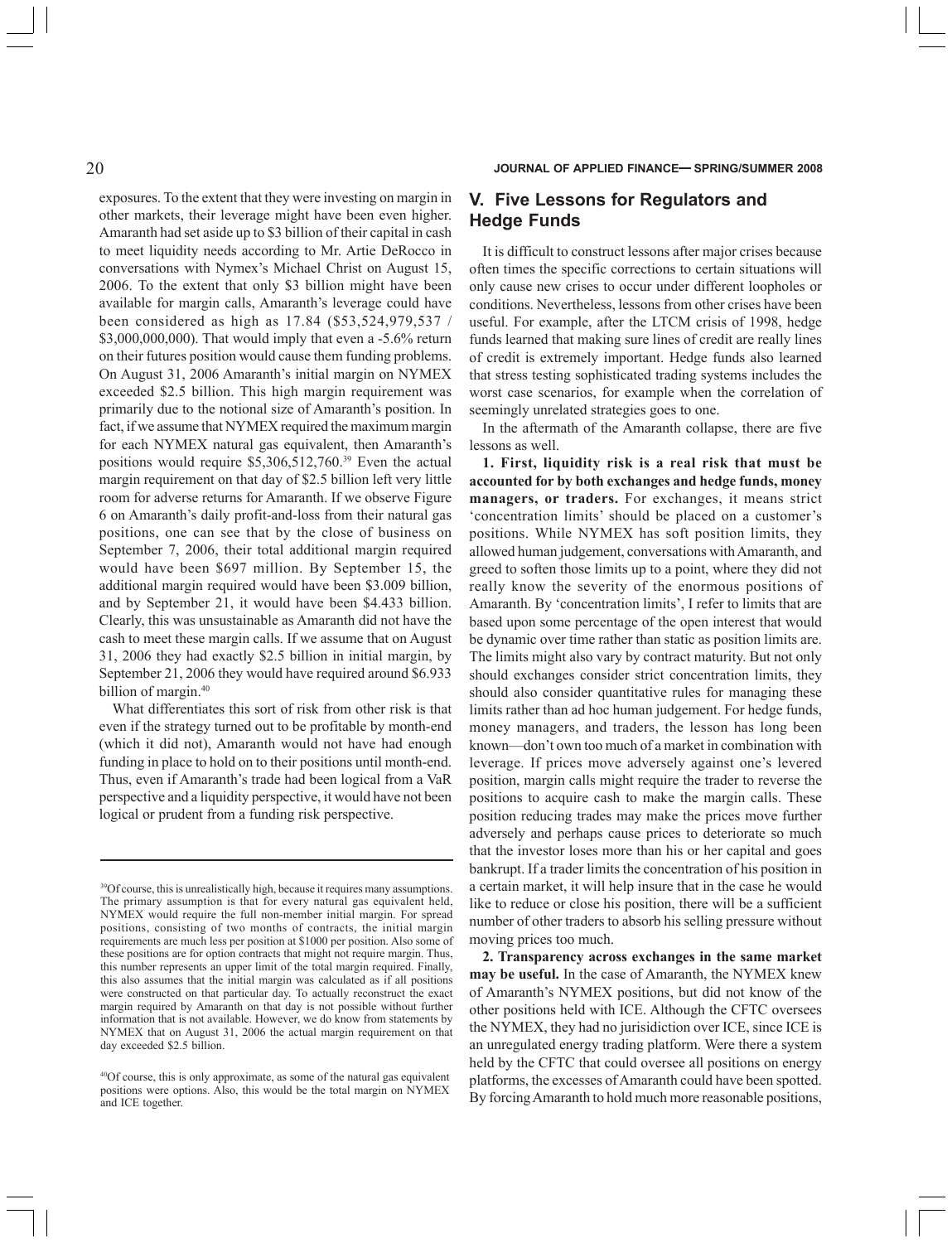exposures. To the extent that they were investing on margin in other markets, their leverage might have been even higher. Amaranth had set aside up to $3 billion of their capital in cash to meet liquidity needs according to Mr. Artie DeRocco in conversations with Nymex's Michael Christ on August 15, 2006. To the extent that only $3 billion might have been available for margin calls, Amaranth's leverage could have been considered as high as 17.84 ($53,524,979,537 / $3,000,000,000). That would imply that even a -5.6% return on their futures position would cause them funding problems. On August 31, 2006 Amaranth's initial margin on NYMEX exceeded $2.5 billion. This high margin requirement was primarily due to the notional size of Amaranth's position. In fact, if we assume that NYMEX required the maximum margin for each NYMEX natural gas equivalent, then Amaranth's positions would require $5,306,512,760.[39] Even the actual margin requirement on that day of $2.5 billion left very little room for adverse returns for Amaranth. If we observe Figure 6 on Amaranth's daily profit-and-loss from their natural gas positions, one can see that by the close of business on September 7, 2006, their total additional margin required would have been $697 million. By September 15, the additional margin required would have been $3.009 billion, and by September 21, it would have been $4.433 billion. Clearly, this was unsustainable as Amaranth did not have the cash to meet these margin calls. If we assume that on August 31, 2006 they had exactly $2.5 billion in initial margin, by September 21, 2006 they would have required around $6.933 billion of margin.[40]

What differentiates this sort of risk from other risk is that even if the strategy turned out to be profitable by month-end (which it did not), Amaranth would not have had enough funding in place to hold on to their positions until month-end. Thus, even if Amaranth's trade had been logical from a VaR perspective and a liquidity perspective, it would have not been logical or prudent from a funding risk perspective.

[39] Of course, this is unrealistically high, because it requires many assumptions. The primary assumption is that for every natural gas equivalent held, NYMEX would require the full non-member initial margin. For spread positions, consisting of two months of contracts, the initial margin requirements are much less per position at $1000 per position. Also some of these positions are for option contracts that might not require margin. Thus, this number represents an upper limit of the total margin required. Finally, this also assumes that the initial margin was calculated as if all positions were constructed on that particular day. To actually reconstruct the exact margin required by Amaranth on that day is not possible without further information that is not available. However, we do know from statements by NYMEX that on August 31, 2006 the actual margin requirement on that day exceeded $2.5 billion.

[40] Of course, this is only approximate, as some of the natural gas equivalent positions were options. Also, this would be the total margin on NYMEX and ICE together.

## V. Five Lessons for Regulators and Hedge Funds

It is difficult to construct lessons after major crises because often times the specific corrections to certain situations will only cause new crises to occur under different loopholes or conditions. Nevertheless, lessons from other crises have been useful. For example, after the LTCM crisis of 1998, hedge funds learned that making sure lines of credit are really lines of credit is extremely important. Hedge funds also learned that stress testing sophisticated trading systems includes the worst case scenarios, for example when the correlation of seemingly unrelated strategies goes to one.

In the aftermath of the Amaranth collapse, there are five lessons as well.

**1. First, liquidity risk is a real risk that must be accounted for by both exchanges and hedge funds, money managers, or traders.** For exchanges, it means strict 'concentration limits' should be placed on a customer's positions. While NYMEX has soft position limits, they allowed human judgement, conversations with Amaranth, and greed to soften those limits up to a point, where they did not really know the severity of the enormous positions of Amaranth. By 'concentration limits', I refer to limits that are based upon some percentage of the open interest that would be dynamic over time rather than static as position limits are. The limits might also vary by contract maturity. But not only should exchanges consider strict concentration limits, they should also consider quantitative rules for managing these limits rather than ad hoc human judgement. For hedge funds, money managers, and traders, the lesson has long been known—don't own too much of a market in combination with leverage. If prices move adversely against one's levered position, margin calls might require the trader to reverse the positions to acquire cash to make the margin calls. These position reducing trades may make the prices move further adversely and perhaps cause prices to deteriorate so much that the investor loses more than his or her capital and goes bankrupt. If a trader limits the concentration of his position in a certain market, it will help insure that in the case he would like to reduce or close his position, there will be a sufficient number of other traders to absorb his selling pressure without moving prices too much.

**2. Transparency across exchanges in the same market may be useful.** In the case of Amaranth, the NYMEX knew of Amaranth's NYMEX positions, but did not know of the other positions held with ICE. Although the CFTC oversees the NYMEX, they had no jurisdiction over ICE, since ICE is an unregulated energy trading platform. Were there a system held by the CFTC that could oversee all positions on energy platforms, the excesses of Amaranth could have been spotted. By forcing Amaranth to hold much more reasonable positions,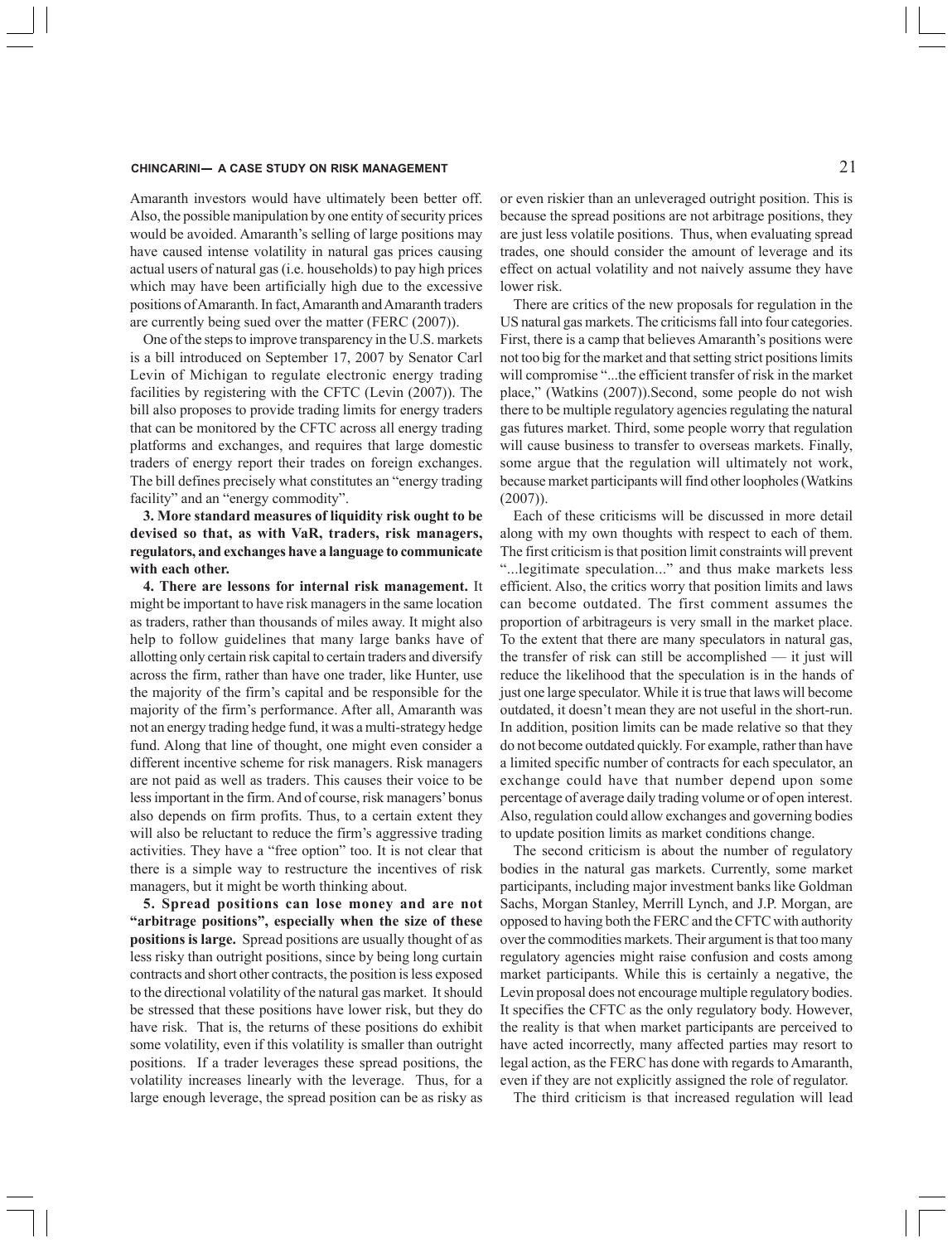Amaranth investors would have ultimately been better off. Also, the possible manipulation by one entity of security prices would be avoided. Amaranth's selling of large positions may have caused intense volatility in natural gas prices causing actual users of natural gas (i.e. households) to pay high prices which may have been artificially high due to the excessive positions of Amaranth. In fact, Amaranth and Amaranth traders are currently being sued over the matter (FERC (2007)).

One of the steps to improve transparency in the U.S. markets is a bill introduced on September 17, 2007 by Senator Carl Levin of Michigan to regulate electronic energy trading facilities by registering with the CFTC (Levin (2007)). The bill also proposes to provide trading limits for energy traders that can be monitored by the CFTC across all energy trading platforms and exchanges, and requires that large domestic traders of energy report their trades on foreign exchanges. The bill defines precisely what constitutes an "energy trading facility" and an "energy commodity".

**3. More standard measures of liquidity risk ought to be devised so that, as with VaR, traders, risk managers, regulators, and exchanges have a language to communicate with each other.**

**4. There are lessons for internal risk management.** It might be important to have risk managers in the same location as traders, rather than thousands of miles away. It might also help to follow guidelines that many large banks have of allotting only certain risk capital to certain traders and diversify across the firm, rather than have one trader, like Hunter, use the majority of the firm's capital and be responsible for the majority of the firm's performance. After all, Amaranth was not an energy trading hedge fund, it was a multi-strategy hedge fund. Along that line of thought, one might even consider a different incentive scheme for risk managers. Risk managers are not paid as well as traders. This causes their voice to be less important in the firm. And of course, risk managers' bonus also depends on firm profits. Thus, to a certain extent they will also be reluctant to reduce the firm's aggressive trading activities. They have a "free option" too. It is not clear that there is a simple way to restructure the incentives of risk managers, but it might be worth thinking about.

**5. Spread positions can lose money and are not "arbitrage positions", especially when the size of these positions is large.** Spread positions are usually thought of as less risky than outright positions, since by being long curtain contracts and short other contracts, the position is less exposed to the directional volatility of the natural gas market. It should be stressed that these positions have lower risk, but they do have risk. That is, the returns of these positions do exhibit some volatility, even if this volatility is smaller than outright positions. If a trader leverages these spread positions, the volatility increases linearly with the leverage. Thus, for a large enough leverage, the spread position can be as risky as or even riskier than an unleveraged outright position. This is because the spread positions are not arbitrage positions, they are just less volatile positions. Thus, when evaluating spread trades, one should consider the amount of leverage and its effect on actual volatility and not naively assume they have lower risk.

There are critics of the new proposals for regulation in the US natural gas markets. The criticisms fall into four categories. First, there is a camp that believes Amaranth's positions were not too big for the market and that setting strict positions limits will compromise "...the efficient transfer of risk in the market place," (Watkins (2007)).Second, some people do not wish there to be multiple regulatory agencies regulating the natural gas futures market. Third, some people worry that regulation will cause business to transfer to overseas markets. Finally, some argue that the regulation will ultimately not work, because market participants will find other loopholes (Watkins (2007)).

Each of these criticisms will be discussed in more detail along with my own thoughts with respect to each of them. The first criticism is that position limit constraints will prevent "...legitimate speculation..." and thus make markets less efficient. Also, the critics worry that position limits and laws can become outdated. The first comment assumes the proportion of arbitrageurs is very small in the market place. To the extent that there are many speculators in natural gas, the transfer of risk can still be accomplished — it just will reduce the likelihood that the speculation is in the hands of just one large speculator. While it is true that laws will become outdated, it doesn't mean they are not useful in the short-run. In addition, position limits can be made relative so that they do not become outdated quickly. For example, rather than have a limited specific number of contracts for each speculator, an exchange could have that number depend upon some percentage of average daily trading volume or of open interest. Also, regulation could allow exchanges and governing bodies to update position limits as market conditions change.

The second criticism is about the number of regulatory bodies in the natural gas markets. Currently, some market participants, including major investment banks like Goldman Sachs, Morgan Stanley, Merrill Lynch, and J.P. Morgan, are opposed to having both the FERC and the CFTC with authority over the commodities markets. Their argument is that too many regulatory agencies might raise confusion and costs among market participants. While this is certainly a negative, the Levin proposal does not encourage multiple regulatory bodies. It specifies the CFTC as the only regulatory body. However, the reality is that when market participants are perceived to have acted incorrectly, many affected parties may resort to legal action, as the FERC has done with regards to Amaranth, even if they are not explicitly assigned the role of regulator.

The third criticism is that increased regulation will lead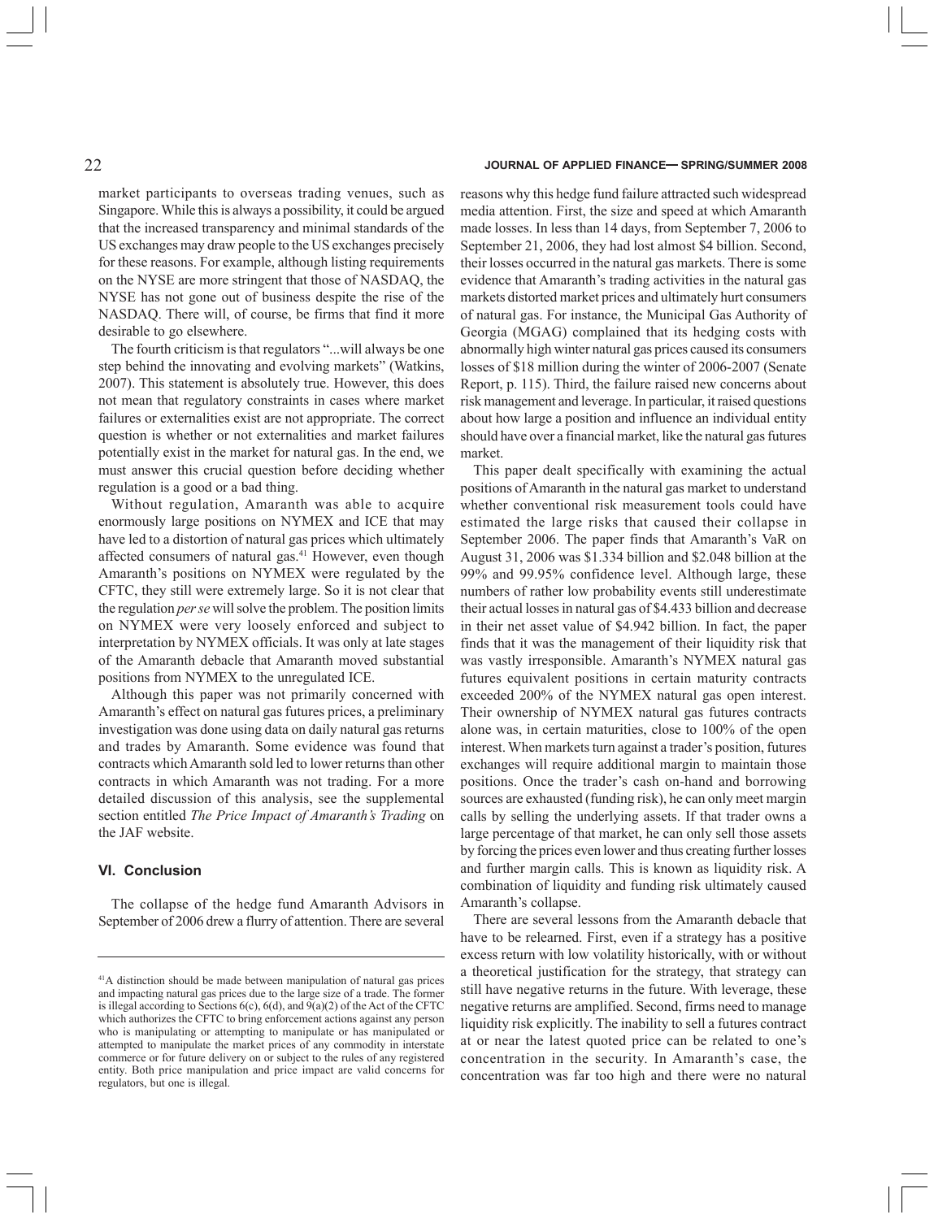market participants to overseas trading venues, such as Singapore. While this is always a possibility, it could be argued that the increased transparency and minimal standards of the US exchanges may draw people to the US exchanges precisely for these reasons. For example, although listing requirements on the NYSE are more stringent that those of NASDAQ, the NYSE has not gone out of business despite the rise of the NASDAQ. There will, of course, be firms that find it more desirable to go elsewhere.

The fourth criticism is that regulators "...will always be one step behind the innovating and evolving markets" (Watkins, 2007). This statement is absolutely true. However, this does not mean that regulatory constraints in cases where market failures or externalities exist are not appropriate. The correct question is whether or not externalities and market failures potentially exist in the market for natural gas. In the end, we must answer this crucial question before deciding whether regulation is a good or a bad thing.

Without regulation, Amaranth was able to acquire enormously large positions on NYMEX and ICE that may have led to a distortion of natural gas prices which ultimately affected consumers of natural gas.[41] However, even though Amaranth's positions on NYMEX were regulated by the CFTC, they still were extremely large. So it is not clear that the regulation *per se* will solve the problem. The position limits on NYMEX were very loosely enforced and subject to interpretation by NYMEX officials. It was only at late stages of the Amaranth debacle that Amaranth moved substantial positions from NYMEX to the unregulated ICE.

Although this paper was not primarily concerned with Amaranth's effect on natural gas futures prices, a preliminary investigation was done using data on daily natural gas returns and trades by Amaranth. Some evidence was found that contracts which Amaranth sold led to lower returns than other contracts in which Amaranth was not trading. For a more detailed discussion of this analysis, see the supplemental section entitled *The Price Impact of Amaranth's Trading* on the JAF website.

## VI. Conclusion

The collapse of the hedge fund Amaranth Advisors in September of 2006 drew a flurry of attention. There are several reasons why this hedge fund failure attracted such widespread media attention. First, the size and speed at which Amaranth made losses. In less than 14 days, from September 7, 2006 to September 21, 2006, they had lost almost $4 billion. Second, their losses occurred in the natural gas markets. There is some evidence that Amaranth's trading activities in the natural gas markets distorted market prices and ultimately hurt consumers of natural gas. For instance, the Municipal Gas Authority of Georgia (MGAG) complained that its hedging costs with abnormally high winter natural gas prices caused its consumers losses of $18 million during the winter of 2006-2007 (Senate Report, p. 115). Third, the failure raised new concerns about risk management and leverage. In particular, it raised questions about how large a position and influence an individual entity should have over a financial market, like the natural gas futures market.

This paper dealt specifically with examining the actual positions of Amaranth in the natural gas market to understand whether conventional risk measurement tools could have estimated the large risks that caused their collapse in September 2006. The paper finds that Amaranth's VaR on August 31, 2006 was $1.334 billion and $2.048 billion at the 99% and 99.95% confidence level. Although large, these numbers of rather low probability events still underestimate their actual losses in natural gas of $4.433 billion and decrease in their net asset value of $4.942 billion. In fact, the paper finds that it was the management of their liquidity risk that was vastly irresponsible. Amaranth's NYMEX natural gas futures equivalent positions in certain maturity contracts exceeded 200% of the NYMEX natural gas open interest. Their ownership of NYMEX natural gas futures contracts alone was, in certain maturities, close to 100% of the open interest. When markets turn against a trader's position, futures exchanges will require additional margin to maintain those positions. Once the trader's cash on-hand and borrowing sources are exhausted (funding risk), he can only meet margin calls by selling the underlying assets. If that trader owns a large percentage of that market, he can only sell those assets by forcing the prices even lower and thus creating further losses and further margin calls. This is known as liquidity risk. A combination of liquidity and funding risk ultimately caused Amaranth's collapse.

There are several lessons from the Amaranth debacle that have to be relearned. First, even if a strategy has a positive excess return with low volatility historically, with or without a theoretical justification for the strategy, that strategy can still have negative returns in the future. With leverage, these negative returns are amplified. Second, firms need to manage liquidity risk explicitly. The inability to sell a futures contract at or near the latest quoted price can be related to one's concentration in the security. In Amaranth's case, the concentration was far too high and there were no natural

---

[41] A distinction should be made between manipulation of natural gas prices and impacting natural gas prices due to the large size of a trade. The former is illegal according to Sections 6(c), 6(d), and 9(a)(2) of the Act of the CFTC which authorizes the CFTC to bring enforcement actions against any person who is manipulating or attempting to manipulate or has manipulated or attempted to manipulate the market prices of any commodity in interstate commerce or for future delivery on or subject to the rules of any registered entity. Both price manipulation and price impact are valid concerns for regulators, but one is illegal.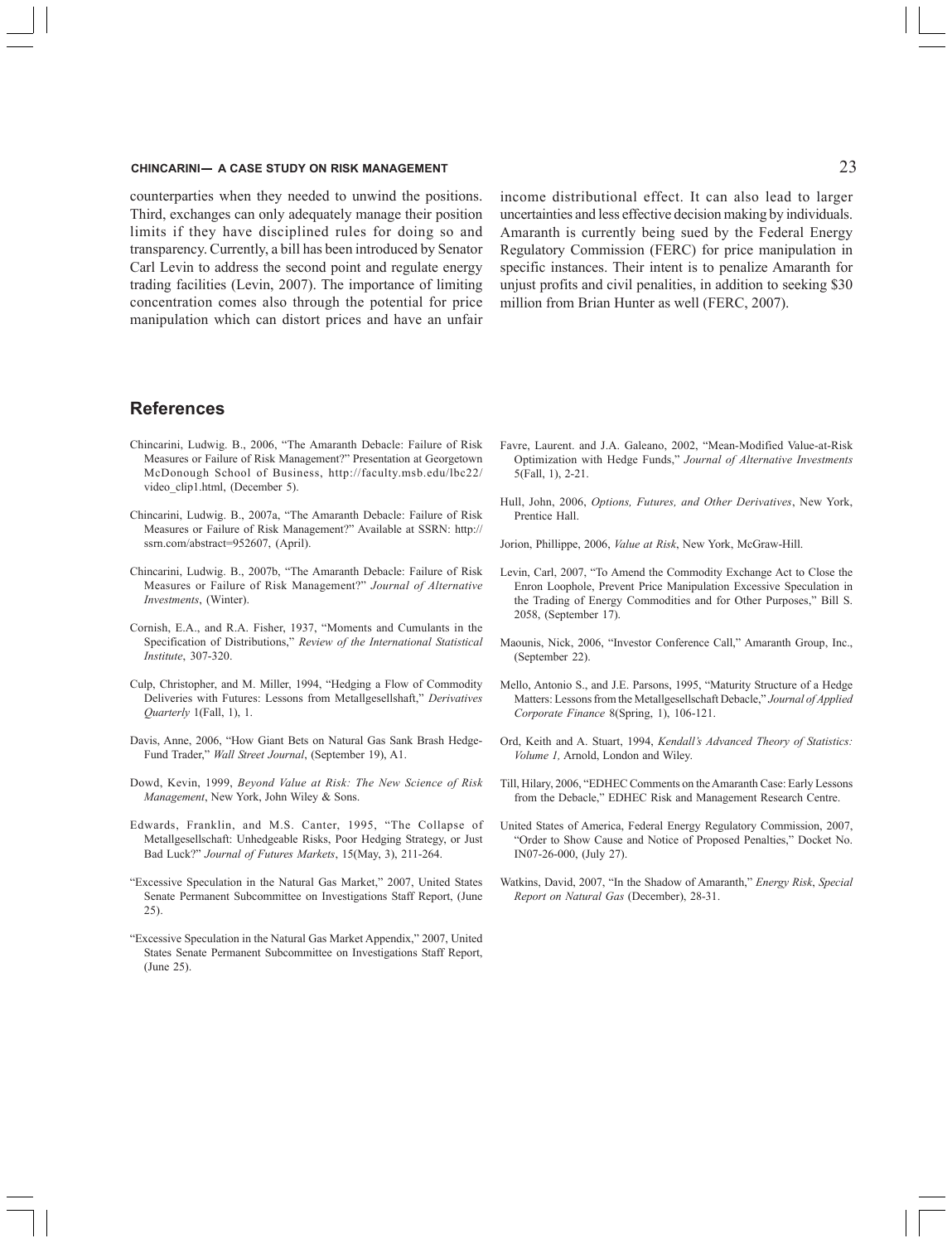counterparties when they needed to unwind the positions. Third, exchanges can only adequately manage their position limits if they have disciplined rules for doing so and transparency. Currently, a bill has been introduced by Senator Carl Levin to address the second point and regulate energy trading facilities (Levin, 2007). The importance of limiting concentration comes also through the potential for price manipulation which can distort prices and have an unfair income distributional effect. It can also lead to larger uncertainties and less effective decision making by individuals. Amaranth is currently being sued by the Federal Energy Regulatory Commission (FERC) for price manipulation in specific instances. Their intent is to penalize Amaranth for unjust profits and civil penalities, in addition to seeking $30 million from Brian Hunter as well (FERC, 2007).

## References

Chincarini, Ludwig. B., 2006, "The Amaranth Debacle: Failure of Risk Measures or Failure of Risk Management?" Presentation at Georgetown McDonough School of Business, http://faculty.msb.edu/lbc22/video_clip1.html, (December 5).

Chincarini, Ludwig. B., 2007a, "The Amaranth Debacle: Failure of Risk Measures or Failure of Risk Management?" Available at SSRN: http://ssrn.com/abstract=952607, (April).

Chincarini, Ludwig. B., 2007b, "The Amaranth Debacle: Failure of Risk Measures or Failure of Risk Management?" *Journal of Alternative Investments*, (Winter).

Cornish, E.A., and R.A. Fisher, 1937, "Moments and Cumulants in the Specification of Distributions," *Review of the International Statistical Institute*, 307-320.

Culp, Christopher, and M. Miller, 1994, "Hedging a Flow of Commodity Deliveries with Futures: Lessons from Metallgesellshaft," *Derivatives Quarterly* 1(Fall, 1), 1.

Davis, Anne, 2006, "How Giant Bets on Natural Gas Sank Brash Hedge-Fund Trader," *Wall Street Journal*, (September 19), A1.

Dowd, Kevin, 1999, *Beyond Value at Risk: The New Science of Risk Management*, New York, John Wiley & Sons.

Edwards, Franklin, and M.S. Canter, 1995, "The Collapse of Metallgesellschaft: Unhedgeable Risks, Poor Hedging Strategy, or Just Bad Luck?" *Journal of Futures Markets*, 15(May, 3), 211-264.

"Excessive Speculation in the Natural Gas Market," 2007, United States Senate Permanent Subcommittee on Investigations Staff Report, (June 25).

"Excessive Speculation in the Natural Gas Market Appendix," 2007, United States Senate Permanent Subcommittee on Investigations Staff Report, (June 25).

Favre, Laurent. and J.A. Galeano, 2002, "Mean-Modified Value-at-Risk Optimization with Hedge Funds," *Journal of Alternative Investments* 5(Fall, 1), 2-21.

Hull, John, 2006, *Options, Futures, and Other Derivatives*, New York, Prentice Hall.

Jorion, Phillippe, 2006, *Value at Risk*, New York, McGraw-Hill.

Levin, Carl, 2007, "To Amend the Commodity Exchange Act to Close the Enron Loophole, Prevent Price Manipulation Excessive Speculation in the Trading of Energy Commodities and for Other Purposes," Bill S. 2058, (September 17).

Maounis, Nick, 2006, "Investor Conference Call," Amaranth Group, Inc., (September 22).

Mello, Antonio S., and J.E. Parsons, 1995, "Maturity Structure of a Hedge Matters: Lessons from the Metallgesellschaft Debacle," *Journal of Applied Corporate Finance* 8(Spring, 1), 106-121.

Ord, Keith and A. Stuart, 1994, *Kendall's Advanced Theory of Statistics: Volume 1,* Arnold, London and Wiley.

Till, Hilary, 2006, "EDHEC Comments on the Amaranth Case: Early Lessons from the Debacle," EDHEC Risk and Management Research Centre.

United States of America, Federal Energy Regulatory Commission, 2007, "Order to Show Cause and Notice of Proposed Penalties," Docket No. IN07-26-000, (July 27).

Watkins, David, 2007, "In the Shadow of Amaranth," *Energy Risk*, *Special Report on Natural Gas* (December), 28-31.